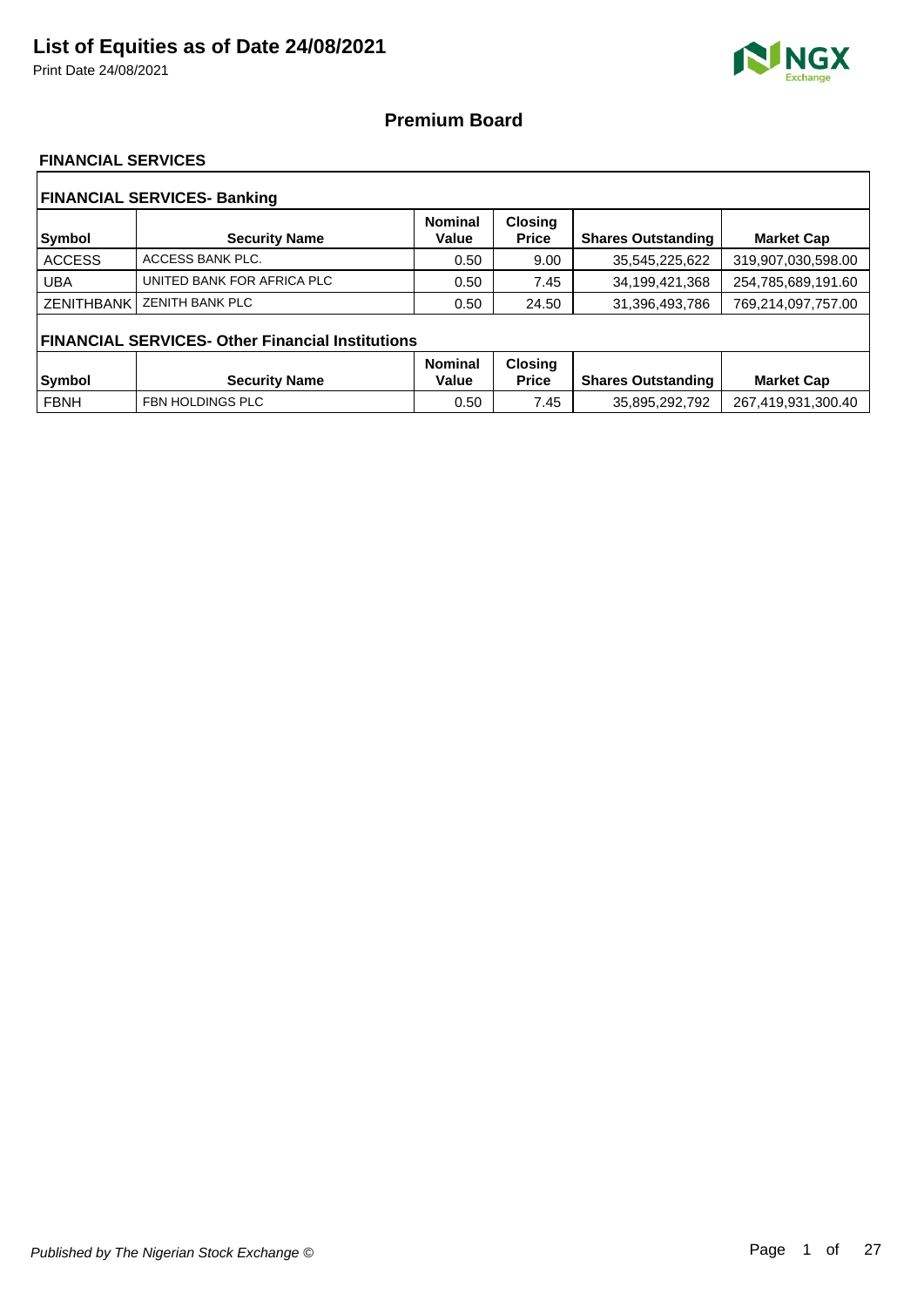# List of Equities as of Date 24/08/2021

Print Date 24/08/2021

## Premium Board

### FINANCIAL SERVICES

#### FINANCIAL SERVICES- Banking

| Symbol | Security Name | Nominal Value | Closing Price | Shares Outstanding | Market Cap |
|---|---|---|---|---|---|
| ACCESS | ACCESS BANK PLC. | 0.50 | 9.00 | 35,545,225,622 | 319,907,030,598.00 |
| UBA | UNITED BANK FOR AFRICA PLC | 0.50 | 7.45 | 34,199,421,368 | 254,785,689,191.60 |
| ZENITHBANK | ZENITH BANK PLC | 0.50 | 24.50 | 31,396,493,786 | 769,214,097,757.00 |

#### FINANCIAL SERVICES- Other Financial Institutions

| Symbol | Security Name | Nominal Value | Closing Price | Shares Outstanding | Market Cap |
|---|---|---|---|---|---|
| FBNH | FBN HOLDINGS PLC | 0.50 | 7.45 | 35,895,292,792 | 267,419,931,300.40 |

*Published by The Nigerian Stock Exchange ©*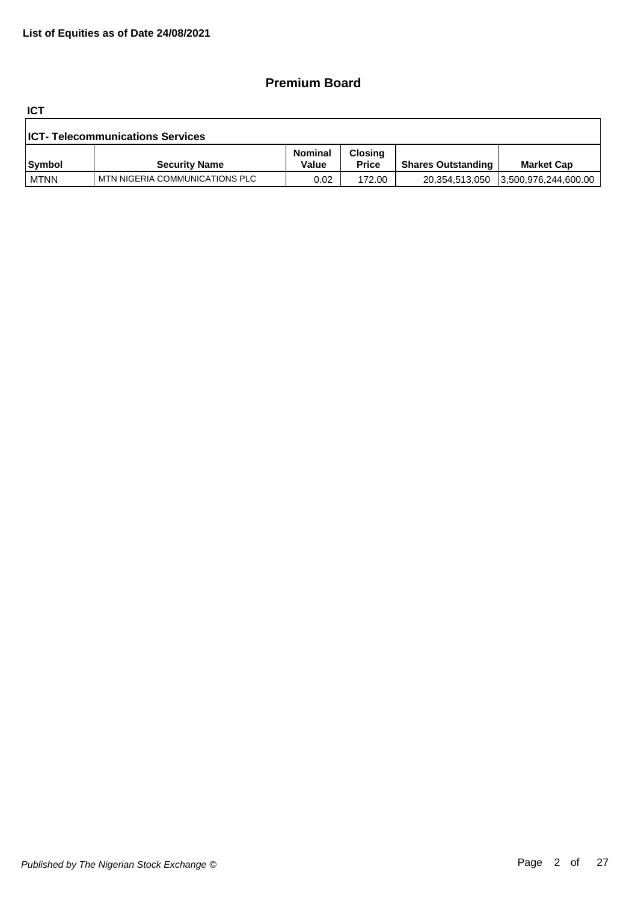**List of Equities as of Date 24/08/2021**

## Premium Board

### ICT

**ICT- Telecommunications Services**

| Symbol | Security Name | Nominal Value | Closing Price | Shares Outstanding | Market Cap |
|---|---|---|---|---|---|
| MTNN | MTN NIGERIA COMMUNICATIONS PLC | 0.02 | 172.00 | 20,354,513,050 | 3,500,976,244,600.00 |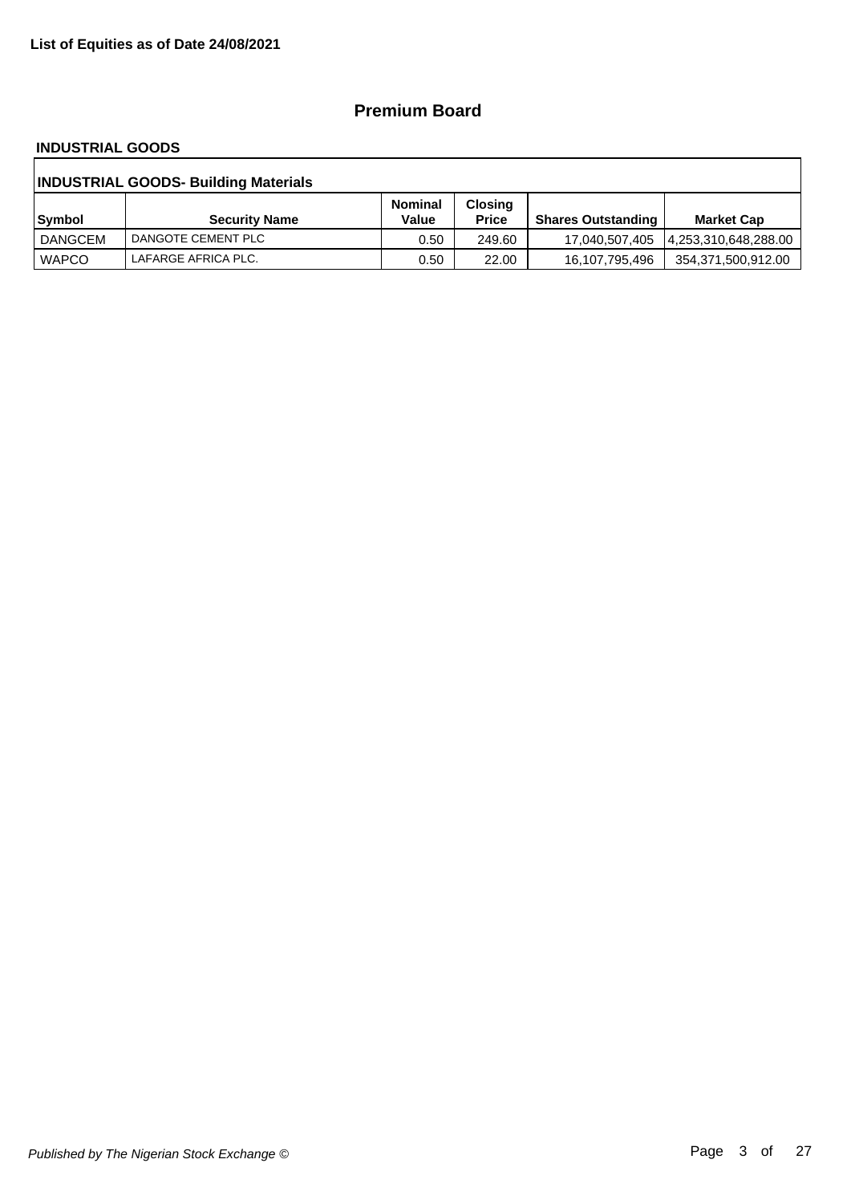**List of Equities as of Date 24/08/2021**

## Premium Board

### INDUSTRIAL GOODS

| INDUSTRIAL GOODS- Building Materials | | | | | |
|---|---|---|---|---|---|
| Symbol | Security Name | Nominal Value | Closing Price | Shares Outstanding | Market Cap |
| DANGCEM | DANGOTE CEMENT PLC | 0.50 | 249.60 | 17,040,507,405 | 4,253,310,648,288.00 |
| WAPCO | LAFARGE AFRICA PLC. | 0.50 | 22.00 | 16,107,795,496 | 354,371,500,912.00 |

*Published by The Nigerian Stock Exchange ©*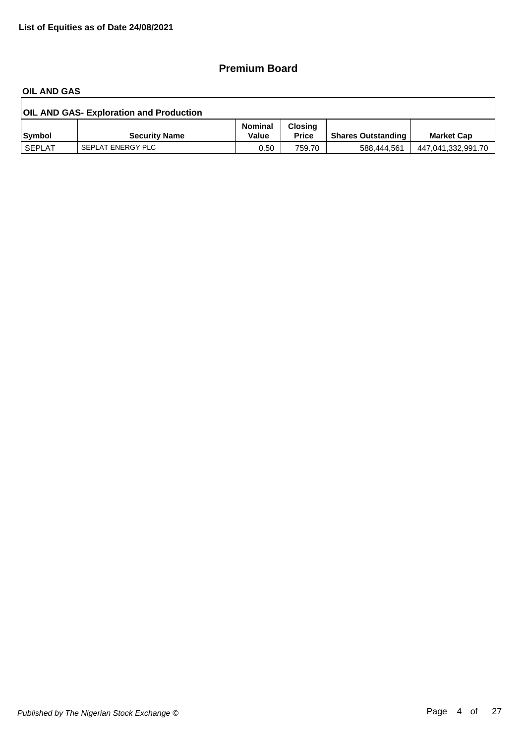**List of Equities as of Date 24/08/2021**

## Premium Board

### OIL AND GAS

| OIL AND GAS- Exploration and Production | | | | | |
|---|---|---|---|---|---|
| Symbol | Security Name | Nominal Value | Closing Price | Shares Outstanding | Market Cap |
| SEPLAT | SEPLAT ENERGY PLC | 0.50 | 759.70 | 588,444,561 | 447,041,332,991.70 |

*Published by The Nigerian Stock Exchange ©*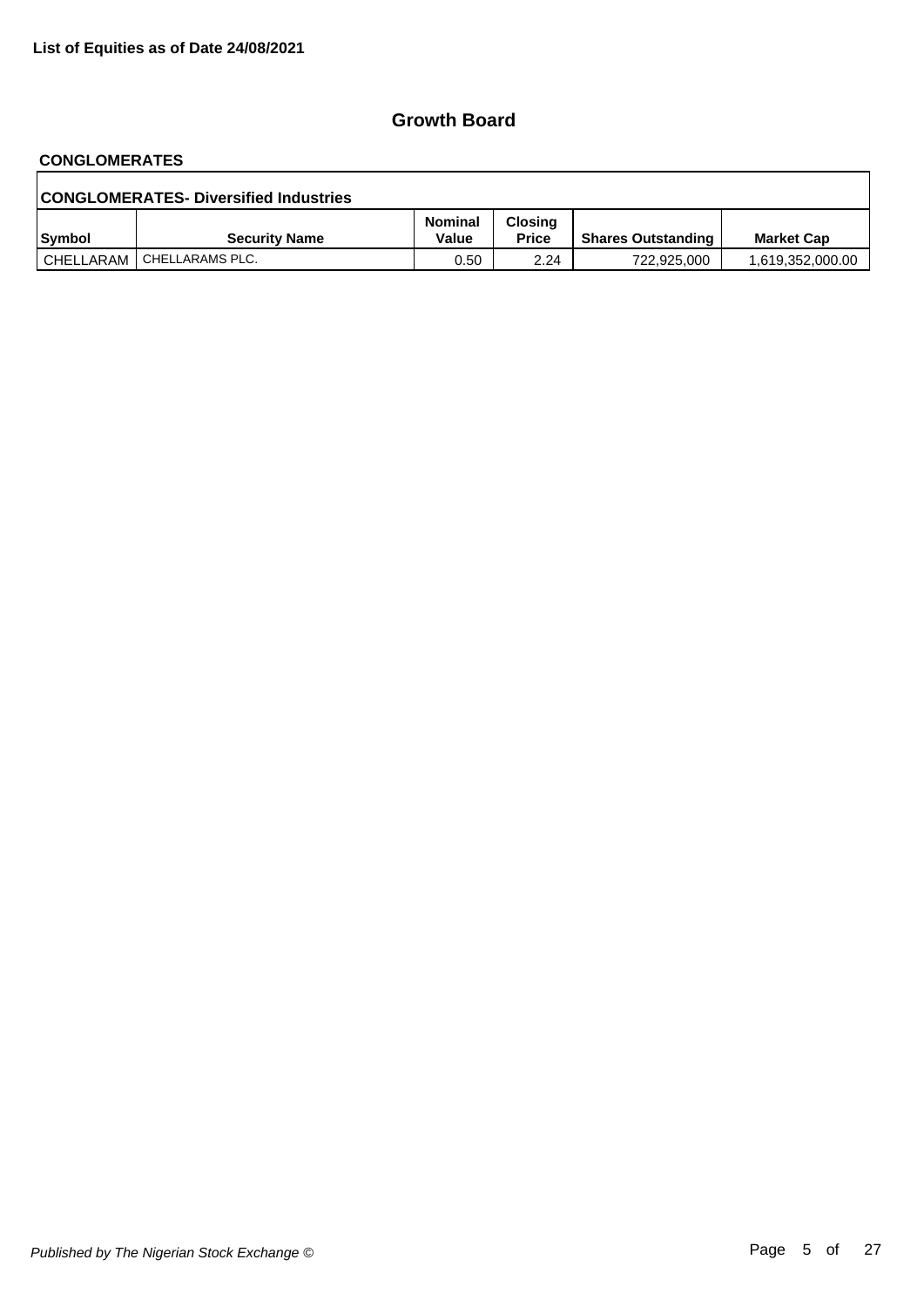**List of Equities as of Date 24/08/2021**

## Growth Board

### CONGLOMERATES

| CONGLOMERATES- Diversified Industries | | | | | |
|---|---|---|---|---|---|
| Symbol | Security Name | Nominal Value | Closing Price | Shares Outstanding | Market Cap |
| CHELLARAM | CHELLARAMS PLC. | 0.50 | 2.24 | 722,925,000 | 1,619,352,000.00 |

*Published by The Nigerian Stock Exchange ©*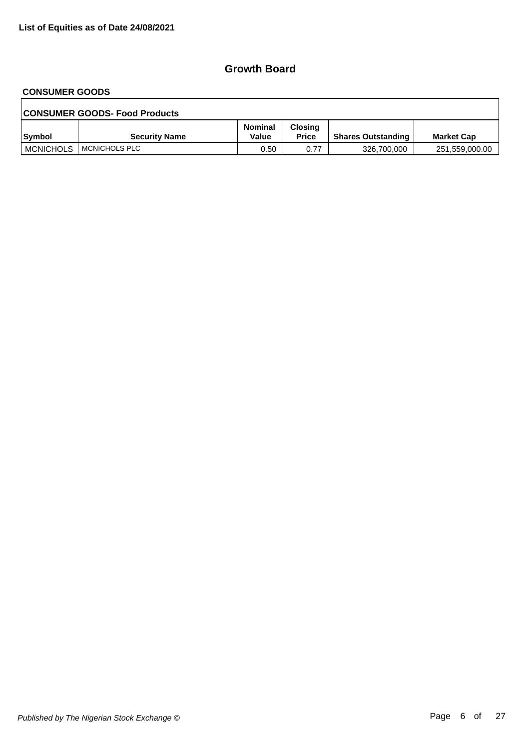**List of Equities as of Date 24/08/2021**

# Growth Board

## CONSUMER GOODS

### CONSUMER GOODS- Food Products

| Symbol | Security Name | Nominal Value | Closing Price | Shares Outstanding | Market Cap |
|---|---|---|---|---|---|
| MCNICHOLS | MCNICHOLS PLC | 0.50 | 0.77 | 326,700,000 | 251,559,000.00 |

*Published by The Nigerian Stock Exchange ©*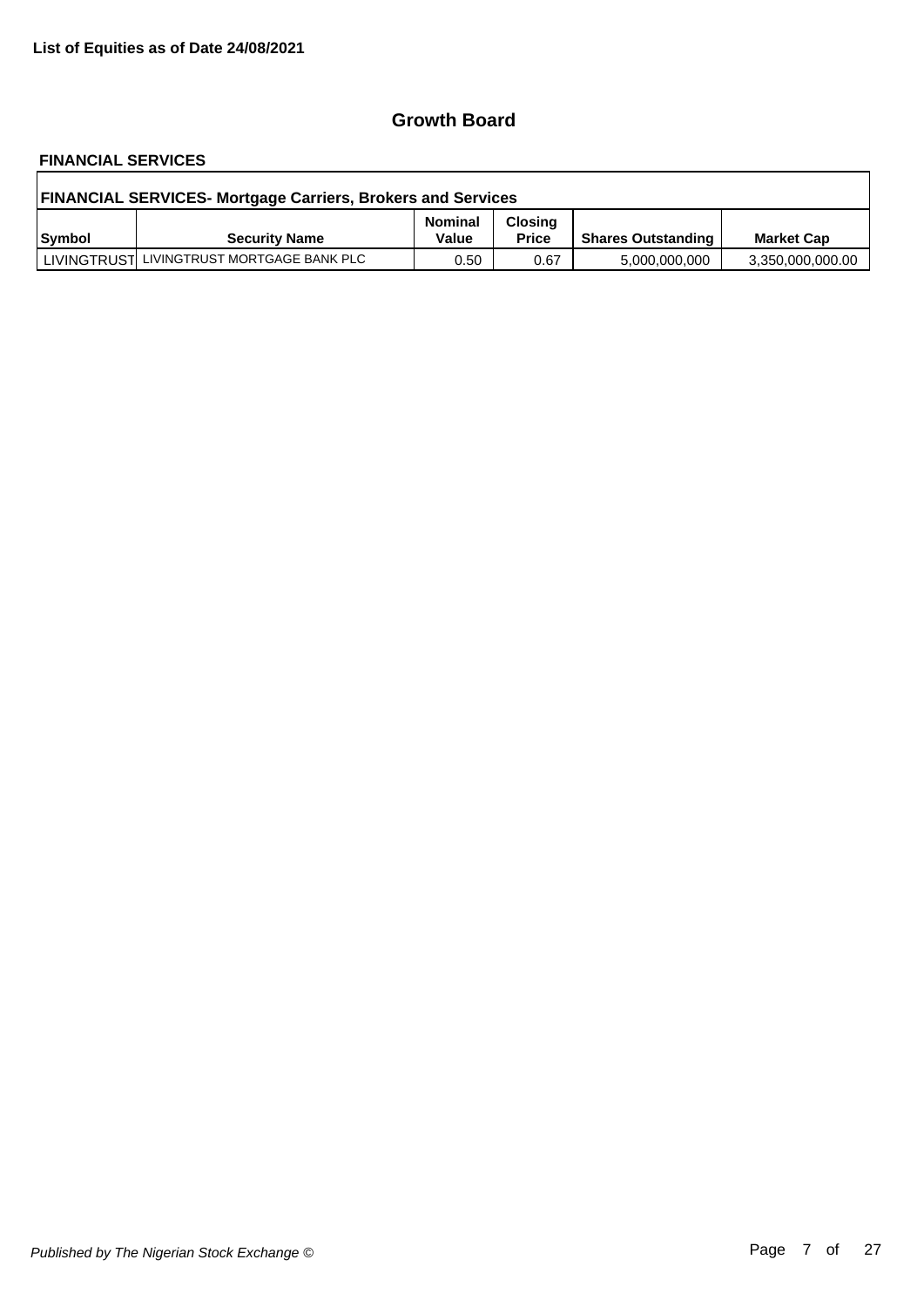**List of Equities as of Date 24/08/2021**

## Growth Board

### FINANCIAL SERVICES

| FINANCIAL SERVICES- Mortgage Carriers, Brokers and Services | | | | | |
|---|---|---|---|---|---|
| Symbol | Security Name | Nominal Value | Closing Price | Shares Outstanding | Market Cap |
| LIVINGTRUST | LIVINGTRUST MORTGAGE BANK PLC | 0.50 | 0.67 | 5,000,000,000 | 3,350,000,000.00 |

*Published by The Nigerian Stock Exchange ©*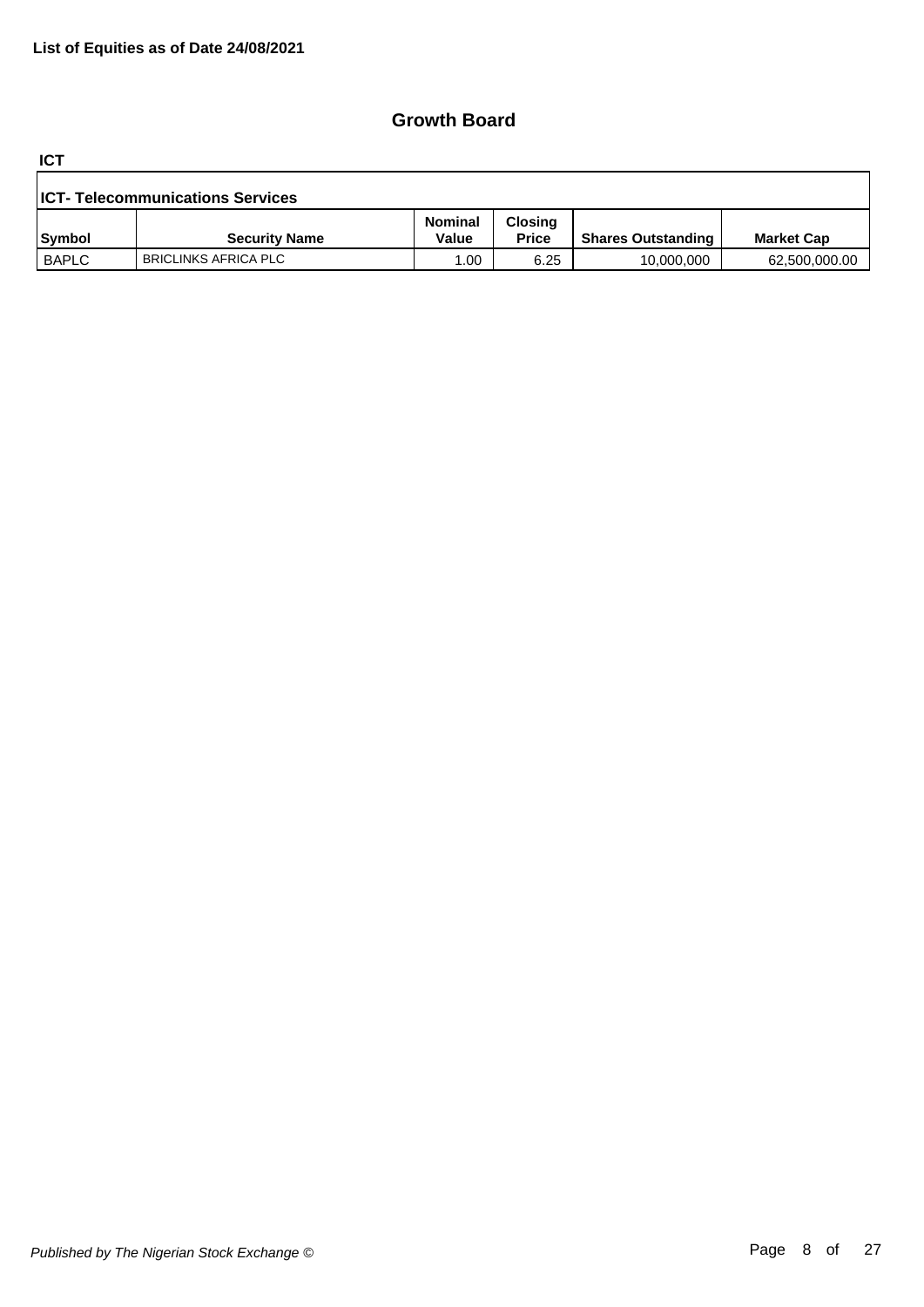**List of Equities as of Date 24/08/2021**

## Growth Board

**ICT**

| ICT- Telecommunications Services | | | | | |
|---|---|---|---|---|---|
| **Symbol** | **Security Name** | **Nominal Value** | **Closing Price** | **Shares Outstanding** | **Market Cap** |
| BAPLC | BRICLINKS AFRICA PLC | 1.00 | 6.25 | 10,000,000 | 62,500,000.00 |

*Published by The Nigerian Stock Exchange ©*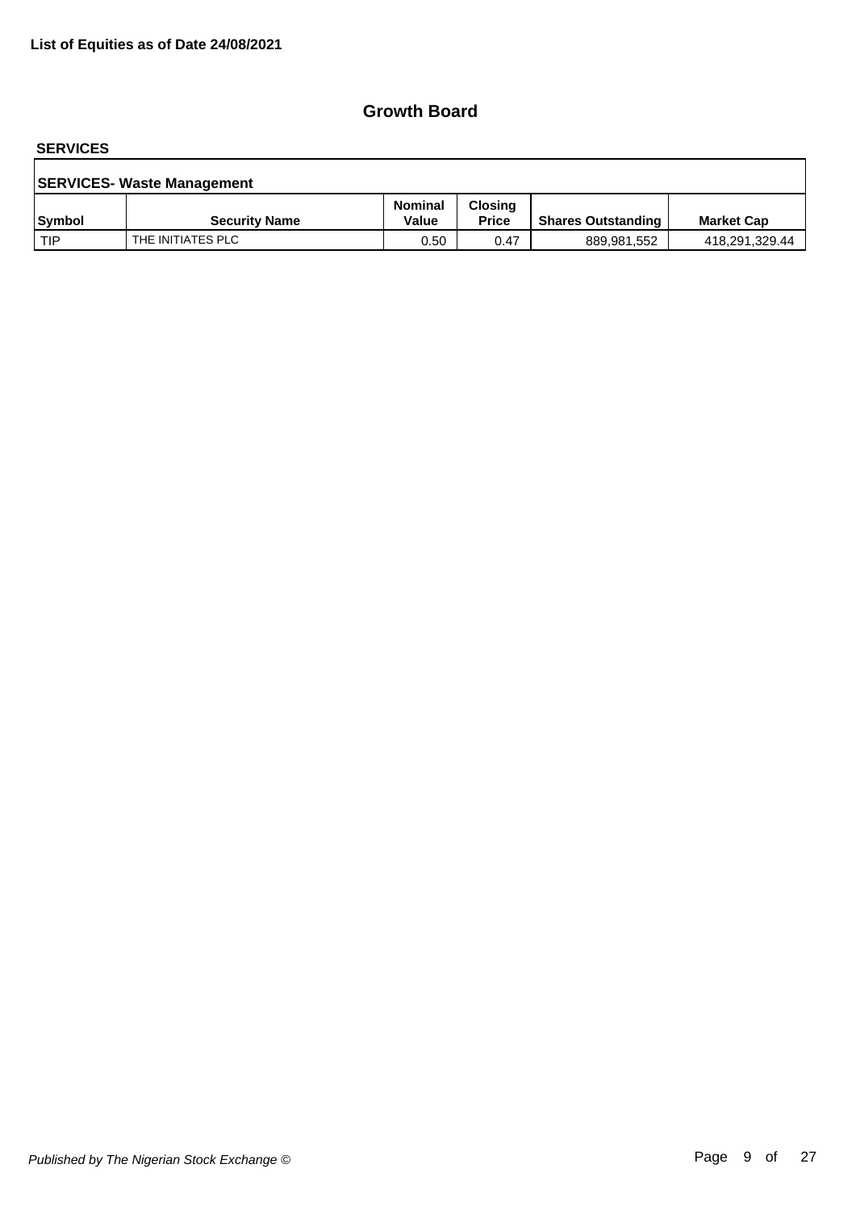**List of Equities as of Date 24/08/2021**

## Growth Board

### SERVICES

| SERVICES- Waste Management | | | | | |
|---|---|---|---|---|---|
| **Symbol** | **Security Name** | **Nominal Value** | **Closing Price** | **Shares Outstanding** | **Market Cap** |
| TIP | THE INITIATES PLC | 0.50 | 0.47 | 889,981,552 | 418,291,329.44 |

*Published by The Nigerian Stock Exchange ©*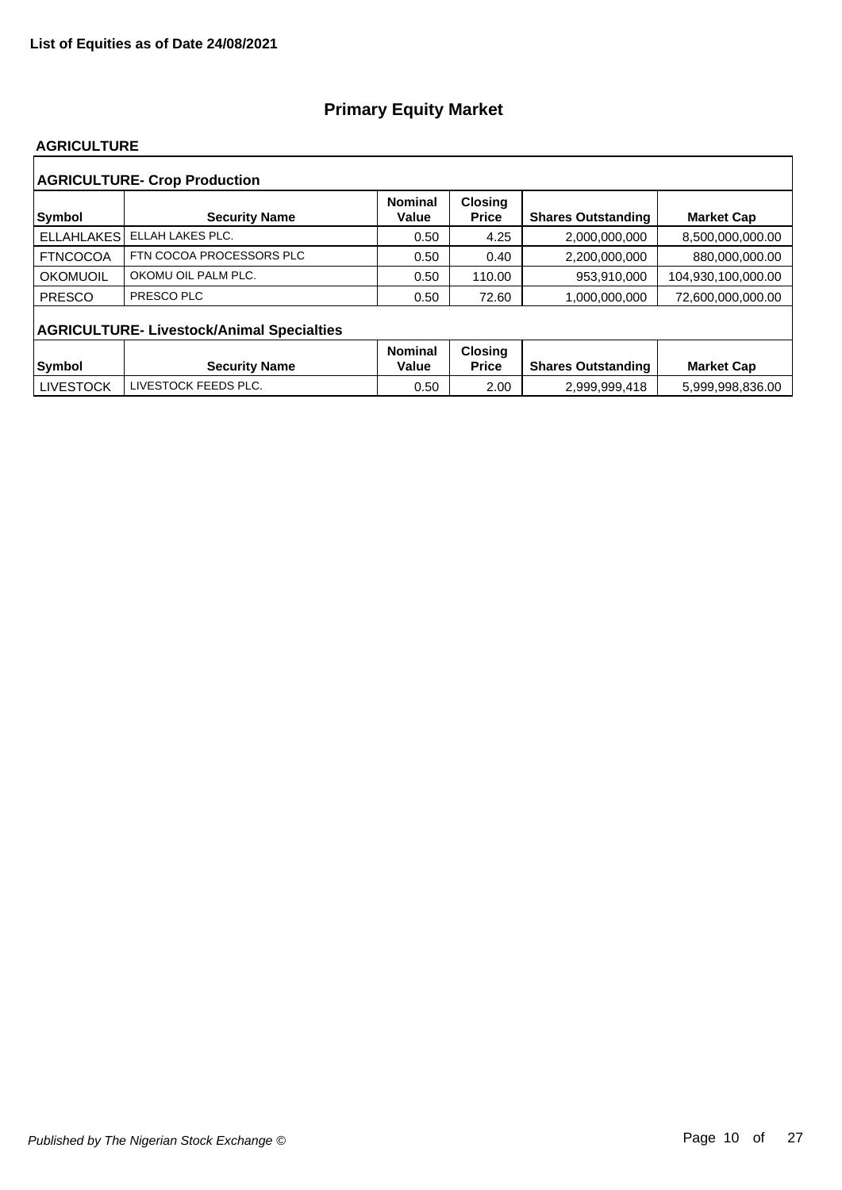**List of Equities as of Date 24/08/2021**

# Primary Equity Market

## AGRICULTURE

### AGRICULTURE- Crop Production

| Symbol | Security Name | Nominal Value | Closing Price | Shares Outstanding | Market Cap |
|---|---|---|---|---|---|
| ELLAHLAKES | ELLAH LAKES PLC. | 0.50 | 4.25 | 2,000,000,000 | 8,500,000,000.00 |
| FTNCOCOA | FTN COCOA PROCESSORS PLC | 0.50 | 0.40 | 2,200,000,000 | 880,000,000.00 |
| OKOMUOIL | OKOMU OIL PALM PLC. | 0.50 | 110.00 | 953,910,000 | 104,930,100,000.00 |
| PRESCO | PRESCO PLC | 0.50 | 72.60 | 1,000,000,000 | 72,600,000,000.00 |

### AGRICULTURE- Livestock/Animal Specialties

| Symbol | Security Name | Nominal Value | Closing Price | Shares Outstanding | Market Cap |
|---|---|---|---|---|---|
| LIVESTOCK | LIVESTOCK FEEDS PLC. | 0.50 | 2.00 | 2,999,999,418 | 5,999,998,836.00 |

*Published by The Nigerian Stock Exchange ©*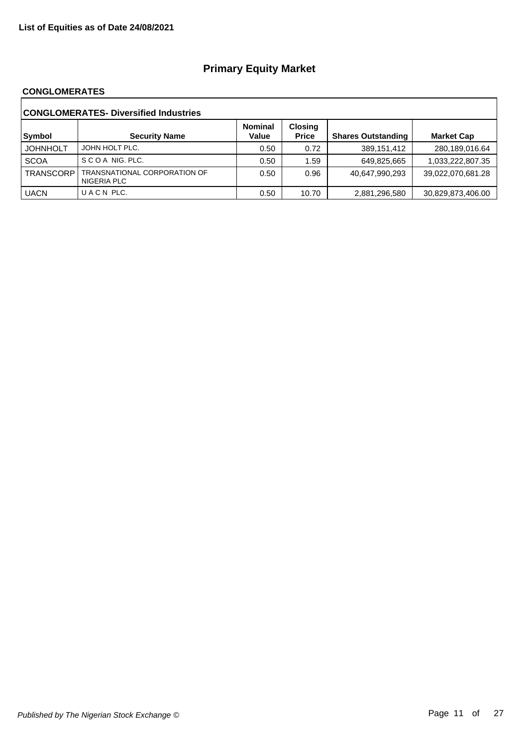**List of Equities as of Date 24/08/2021**

# Primary Equity Market

### CONGLOMERATES

| CONGLOMERATES- Diversified Industries | | | | | |
|---|---|---|---|---|---|
| **Symbol** | **Security Name** | **Nominal Value** | **Closing Price** | **Shares Outstanding** | **Market Cap** |
| JOHNHOLT | JOHN HOLT PLC. | 0.50 | 0.72 | 389,151,412 | 280,189,016.64 |
| SCOA | S C O A NIG. PLC. | 0.50 | 1.59 | 649,825,665 | 1,033,222,807.35 |
| TRANSCORP | TRANSNATIONAL CORPORATION OF NIGERIA PLC | 0.50 | 0.96 | 40,647,990,293 | 39,022,070,681.28 |
| UACN | U A C N PLC. | 0.50 | 10.70 | 2,881,296,580 | 30,829,873,406.00 |

*Published by The Nigerian Stock Exchange ©*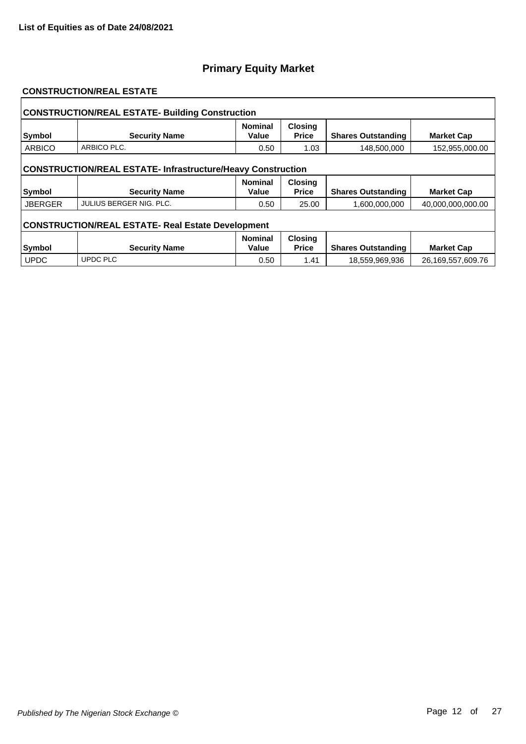**List of Equities as of Date 24/08/2021**

# Primary Equity Market

## CONSTRUCTION/REAL ESTATE

### CONSTRUCTION/REAL ESTATE- Building Construction

| Symbol | Security Name | Nominal Value | Closing Price | Shares Outstanding | Market Cap |
|---|---|---|---|---|---|
| ARBICO | ARBICO PLC. | 0.50 | 1.03 | 148,500,000 | 152,955,000.00 |

### CONSTRUCTION/REAL ESTATE- Infrastructure/Heavy Construction

| Symbol | Security Name | Nominal Value | Closing Price | Shares Outstanding | Market Cap |
|---|---|---|---|---|---|
| JBERGER | JULIUS BERGER NIG. PLC. | 0.50 | 25.00 | 1,600,000,000 | 40,000,000,000.00 |

### CONSTRUCTION/REAL ESTATE- Real Estate Development

| Symbol | Security Name | Nominal Value | Closing Price | Shares Outstanding | Market Cap |
|---|---|---|---|---|---|
| UPDC | UPDC PLC | 0.50 | 1.41 | 18,559,969,936 | 26,169,557,609.76 |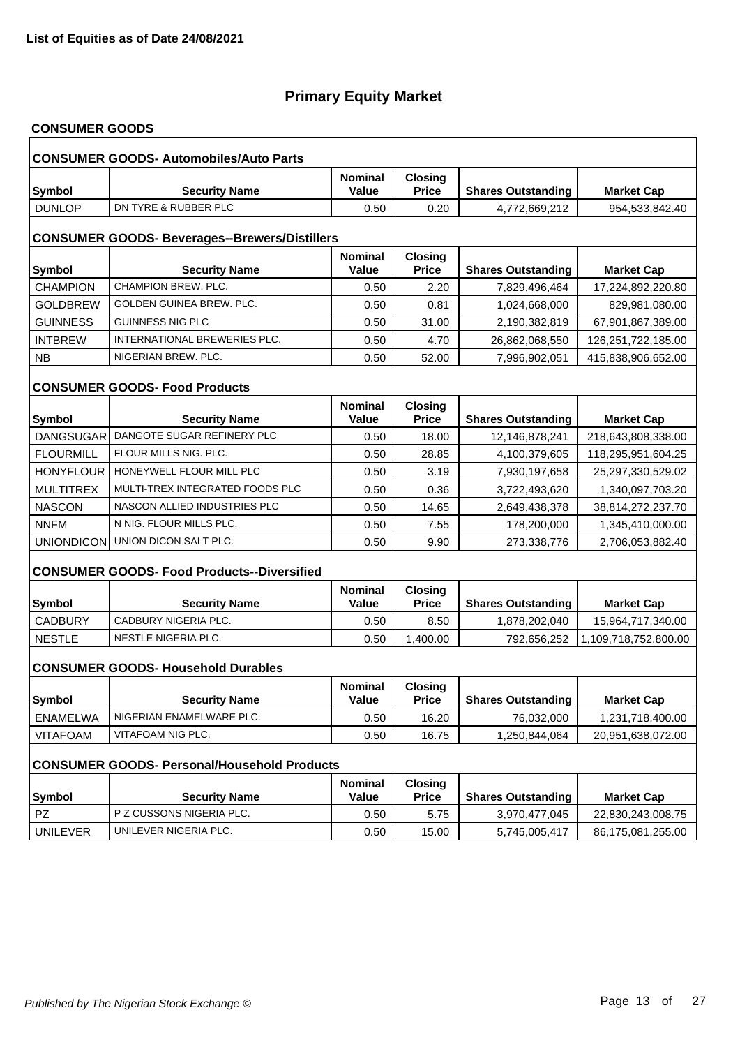**List of Equities as of Date 24/08/2021**

# Primary Equity Market

## CONSUMER GOODS

### CONSUMER GOODS- Automobiles/Auto Parts

| Symbol | Security Name | Nominal Value | Closing Price | Shares Outstanding | Market Cap |
|---|---|---|---|---|---|
| DUNLOP | DN TYRE & RUBBER PLC | 0.50 | 0.20 | 4,772,669,212 | 954,533,842.40 |

### CONSUMER GOODS- Beverages--Brewers/Distillers

| Symbol | Security Name | Nominal Value | Closing Price | Shares Outstanding | Market Cap |
|---|---|---|---|---|---|
| CHAMPION | CHAMPION BREW. PLC. | 0.50 | 2.20 | 7,829,496,464 | 17,224,892,220.80 |
| GOLDBREW | GOLDEN GUINEA BREW. PLC. | 0.50 | 0.81 | 1,024,668,000 | 829,981,080.00 |
| GUINNESS | GUINNESS NIG PLC | 0.50 | 31.00 | 2,190,382,819 | 67,901,867,389.00 |
| INTBREW | INTERNATIONAL BREWERIES PLC. | 0.50 | 4.70 | 26,862,068,550 | 126,251,722,185.00 |
| NB | NIGERIAN BREW. PLC. | 0.50 | 52.00 | 7,996,902,051 | 415,838,906,652.00 |

### CONSUMER GOODS- Food Products

| Symbol | Security Name | Nominal Value | Closing Price | Shares Outstanding | Market Cap |
|---|---|---|---|---|---|
| DANGSUGAR | DANGOTE SUGAR REFINERY PLC | 0.50 | 18.00 | 12,146,878,241 | 218,643,808,338.00 |
| FLOURMILL | FLOUR MILLS NIG. PLC. | 0.50 | 28.85 | 4,100,379,605 | 118,295,951,604.25 |
| HONYFLOUR | HONEYWELL FLOUR MILL PLC | 0.50 | 3.19 | 7,930,197,658 | 25,297,330,529.02 |
| MULTITREX | MULTI-TREX INTEGRATED FOODS PLC | 0.50 | 0.36 | 3,722,493,620 | 1,340,097,703.20 |
| NASCON | NASCON ALLIED INDUSTRIES PLC | 0.50 | 14.65 | 2,649,438,378 | 38,814,272,237.70 |
| NNFM | N NIG. FLOUR MILLS PLC. | 0.50 | 7.55 | 178,200,000 | 1,345,410,000.00 |
| UNIONDICON | UNION DICON SALT PLC. | 0.50 | 9.90 | 273,338,776 | 2,706,053,882.40 |

### CONSUMER GOODS- Food Products--Diversified

| Symbol | Security Name | Nominal Value | Closing Price | Shares Outstanding | Market Cap |
|---|---|---|---|---|---|
| CADBURY | CADBURY NIGERIA PLC. | 0.50 | 8.50 | 1,878,202,040 | 15,964,717,340.00 |
| NESTLE | NESTLE NIGERIA PLC. | 0.50 | 1,400.00 | 792,656,252 | 1,109,718,752,800.00 |

### CONSUMER GOODS- Household Durables

| Symbol | Security Name | Nominal Value | Closing Price | Shares Outstanding | Market Cap |
|---|---|---|---|---|---|
| ENAMELWA | NIGERIAN ENAMELWARE PLC. | 0.50 | 16.20 | 76,032,000 | 1,231,718,400.00 |
| VITAFOAM | VITAFOAM NIG PLC. | 0.50 | 16.75 | 1,250,844,064 | 20,951,638,072.00 |

### CONSUMER GOODS- Personal/Household Products

| Symbol | Security Name | Nominal Value | Closing Price | Shares Outstanding | Market Cap |
|---|---|---|---|---|---|
| PZ | P Z CUSSONS NIGERIA PLC. | 0.50 | 5.75 | 3,970,477,045 | 22,830,243,008.75 |
| UNILEVER | UNILEVER NIGERIA PLC. | 0.50 | 15.00 | 5,745,005,417 | 86,175,081,255.00 |

*Published by The Nigerian Stock Exchange ©*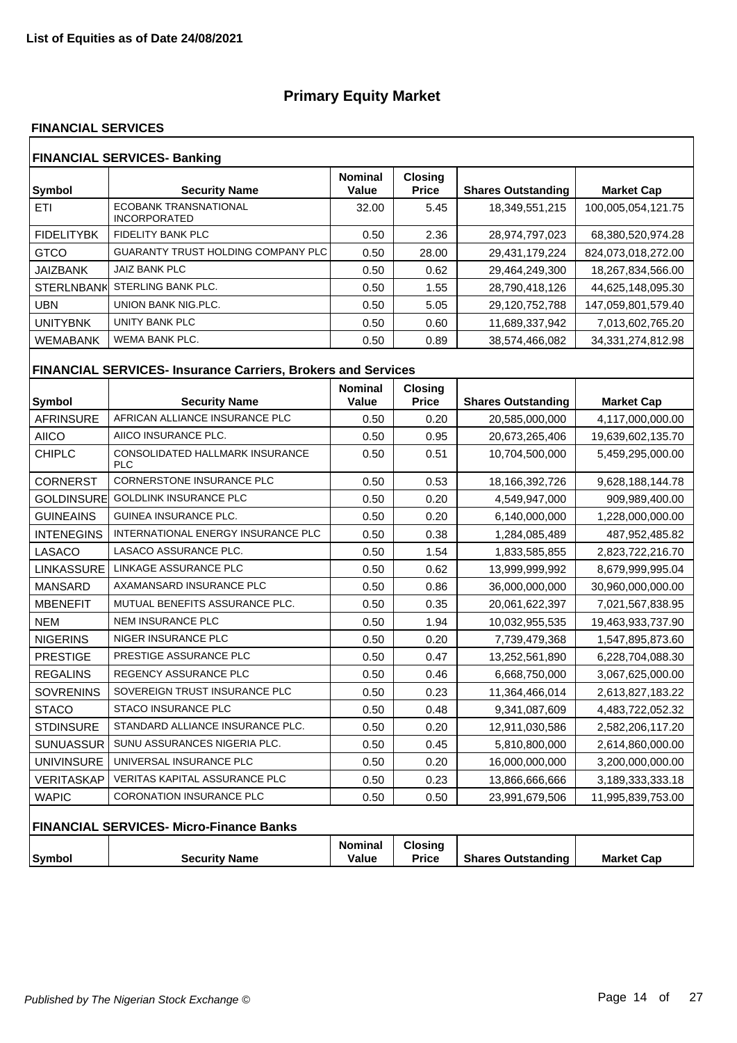**List of Equities as of Date 24/08/2021**

# Primary Equity Market

## FINANCIAL SERVICES

### FINANCIAL SERVICES- Banking

| Symbol | Security Name | Nominal Value | Closing Price | Shares Outstanding | Market Cap |
|---|---|---|---|---|---|
| ETI | ECOBANK TRANSNATIONAL INCORPORATED | 32.00 | 5.45 | 18,349,551,215 | 100,005,054,121.75 |
| FIDELITYBK | FIDELITY BANK PLC | 0.50 | 2.36 | 28,974,797,023 | 68,380,520,974.28 |
| GTCO | GUARANTY TRUST HOLDING COMPANY PLC | 0.50 | 28.00 | 29,431,179,224 | 824,073,018,272.00 |
| JAIZBANK | JAIZ BANK PLC | 0.50 | 0.62 | 29,464,249,300 | 18,267,834,566.00 |
| STERLNBANK | STERLING BANK PLC. | 0.50 | 1.55 | 28,790,418,126 | 44,625,148,095.30 |
| UBN | UNION BANK NIG.PLC. | 0.50 | 5.05 | 29,120,752,788 | 147,059,801,579.40 |
| UNITYBNK | UNITY BANK PLC | 0.50 | 0.60 | 11,689,337,942 | 7,013,602,765.20 |
| WEMABANK | WEMA BANK PLC. | 0.50 | 0.89 | 38,574,466,082 | 34,331,274,812.98 |

### FINANCIAL SERVICES- Insurance Carriers, Brokers and Services

| Symbol | Security Name | Nominal Value | Closing Price | Shares Outstanding | Market Cap |
|---|---|---|---|---|---|
| AFRINSURE | AFRICAN ALLIANCE INSURANCE PLC | 0.50 | 0.20 | 20,585,000,000 | 4,117,000,000.00 |
| AIICO | AIICO INSURANCE PLC. | 0.50 | 0.95 | 20,673,265,406 | 19,639,602,135.70 |
| CHIPLC | CONSOLIDATED HALLMARK INSURANCE PLC | 0.50 | 0.51 | 10,704,500,000 | 5,459,295,000.00 |
| CORNERST | CORNERSTONE INSURANCE PLC | 0.50 | 0.53 | 18,166,392,726 | 9,628,188,144.78 |
| GOLDINSURE | GOLDLINK INSURANCE PLC | 0.50 | 0.20 | 4,549,947,000 | 909,989,400.00 |
| GUINEAINS | GUINEA INSURANCE PLC. | 0.50 | 0.20 | 6,140,000,000 | 1,228,000,000.00 |
| INTENEGINS | INTERNATIONAL ENERGY INSURANCE PLC | 0.50 | 0.38 | 1,284,085,489 | 487,952,485.82 |
| LASACO | LASACO ASSURANCE PLC. | 0.50 | 1.54 | 1,833,585,855 | 2,823,722,216.70 |
| LINKASSURE | LINKAGE ASSURANCE PLC | 0.50 | 0.62 | 13,999,999,992 | 8,679,999,995.04 |
| MANSARD | AXAMANSARD INSURANCE PLC | 0.50 | 0.86 | 36,000,000,000 | 30,960,000,000.00 |
| MBENEFIT | MUTUAL BENEFITS ASSURANCE PLC. | 0.50 | 0.35 | 20,061,622,397 | 7,021,567,838.95 |
| NEM | NEM INSURANCE PLC | 0.50 | 1.94 | 10,032,955,535 | 19,463,933,737.90 |
| NIGERINS | NIGER INSURANCE PLC | 0.50 | 0.20 | 7,739,479,368 | 1,547,895,873.60 |
| PRESTIGE | PRESTIGE ASSURANCE PLC | 0.50 | 0.47 | 13,252,561,890 | 6,228,704,088.30 |
| REGALINS | REGENCY ASSURANCE PLC | 0.50 | 0.46 | 6,668,750,000 | 3,067,625,000.00 |
| SOVRENINS | SOVEREIGN TRUST INSURANCE PLC | 0.50 | 0.23 | 11,364,466,014 | 2,613,827,183.22 |
| STACO | STACO INSURANCE PLC | 0.50 | 0.48 | 9,341,087,609 | 4,483,722,052.32 |
| STDINSURE | STANDARD ALLIANCE INSURANCE PLC. | 0.50 | 0.20 | 12,911,030,586 | 2,582,206,117.20 |
| SUNUASSUR | SUNU ASSURANCES NIGERIA PLC. | 0.50 | 0.45 | 5,810,800,000 | 2,614,860,000.00 |
| UNIVINSURE | UNIVERSAL INSURANCE PLC | 0.50 | 0.20 | 16,000,000,000 | 3,200,000,000.00 |
| VERITASKAP | VERITAS KAPITAL ASSURANCE PLC | 0.50 | 0.23 | 13,866,666,666 | 3,189,333,333.18 |
| WAPIC | CORONATION INSURANCE PLC | 0.50 | 0.50 | 23,991,679,506 | 11,995,839,753.00 |

### FINANCIAL SERVICES- Micro-Finance Banks

| Symbol | Security Name | Nominal Value | Closing Price | Shares Outstanding | Market Cap |
|---|---|---|---|---|---|

*Published by The Nigerian Stock Exchange ©*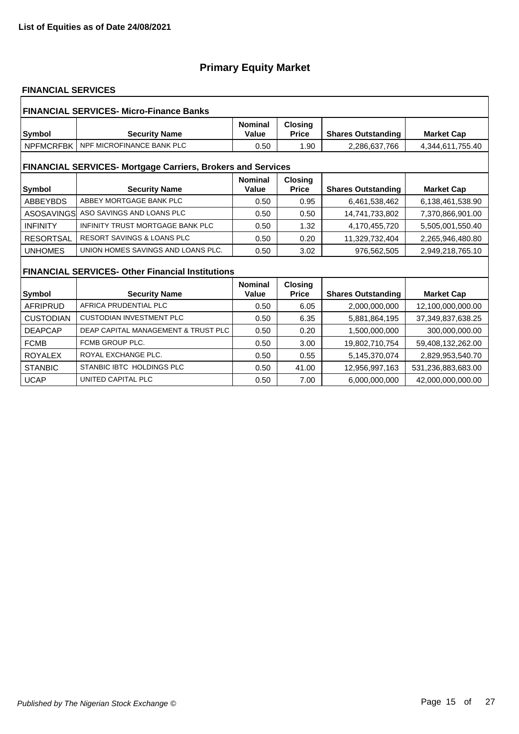**List of Equities as of Date 24/08/2021**

# Primary Equity Market

## FINANCIAL SERVICES

### FINANCIAL SERVICES- Micro-Finance Banks

| Symbol | Security Name | Nominal Value | Closing Price | Shares Outstanding | Market Cap |
|---|---|---|---|---|---|
| NPFMCRFBK | NPF MICROFINANCE BANK PLC | 0.50 | 1.90 | 2,286,637,766 | 4,344,611,755.40 |

### FINANCIAL SERVICES- Mortgage Carriers, Brokers and Services

| Symbol | Security Name | Nominal Value | Closing Price | Shares Outstanding | Market Cap |
|---|---|---|---|---|---|
| ABBEYBDS | ABBEY MORTGAGE BANK PLC | 0.50 | 0.95 | 6,461,538,462 | 6,138,461,538.90 |
| ASOSAVINGS | ASO SAVINGS AND LOANS PLC | 0.50 | 0.50 | 14,741,733,802 | 7,370,866,901.00 |
| INFINITY | INFINITY TRUST MORTGAGE BANK PLC | 0.50 | 1.32 | 4,170,455,720 | 5,505,001,550.40 |
| RESORTSAL | RESORT SAVINGS & LOANS PLC | 0.50 | 0.20 | 11,329,732,404 | 2,265,946,480.80 |
| UNHOMES | UNION HOMES SAVINGS AND LOANS PLC. | 0.50 | 3.02 | 976,562,505 | 2,949,218,765.10 |

### FINANCIAL SERVICES- Other Financial Institutions

| Symbol | Security Name | Nominal Value | Closing Price | Shares Outstanding | Market Cap |
|---|---|---|---|---|---|
| AFRIPRUD | AFRICA PRUDENTIAL PLC | 0.50 | 6.05 | 2,000,000,000 | 12,100,000,000.00 |
| CUSTODIAN | CUSTODIAN INVESTMENT PLC | 0.50 | 6.35 | 5,881,864,195 | 37,349,837,638.25 |
| DEAPCAP | DEAP CAPITAL MANAGEMENT & TRUST PLC | 0.50 | 0.20 | 1,500,000,000 | 300,000,000.00 |
| FCMB | FCMB GROUP PLC. | 0.50 | 3.00 | 19,802,710,754 | 59,408,132,262.00 |
| ROYALEX | ROYAL EXCHANGE PLC. | 0.50 | 0.55 | 5,145,370,074 | 2,829,953,540.70 |
| STANBIC | STANBIC IBTC HOLDINGS PLC | 0.50 | 41.00 | 12,956,997,163 | 531,236,883,683.00 |
| UCAP | UNITED CAPITAL PLC | 0.50 | 7.00 | 6,000,000,000 | 42,000,000,000.00 |

*Published by The Nigerian Stock Exchange ©*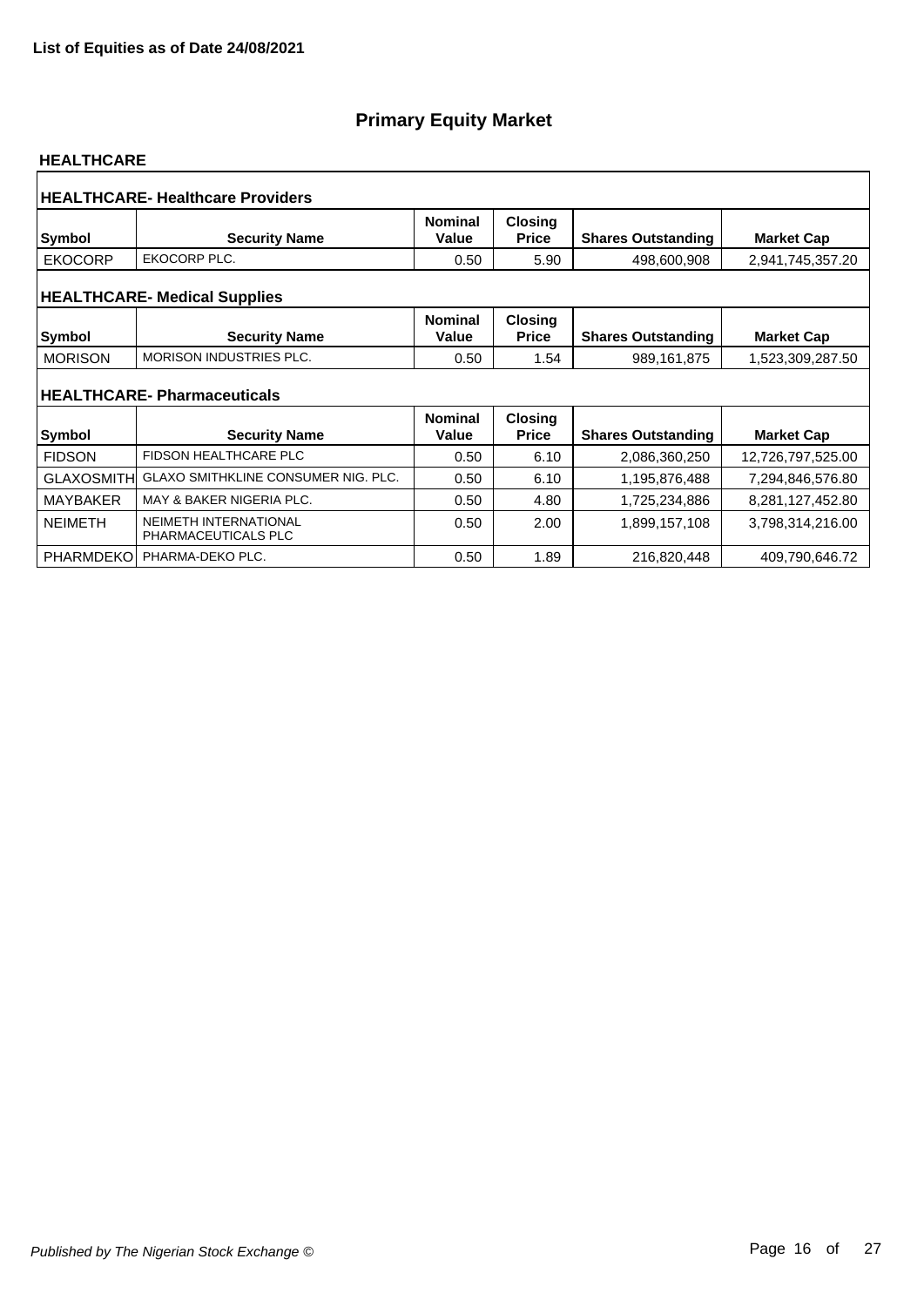**List of Equities as of Date 24/08/2021**

# Primary Equity Market

## HEALTHCARE

### HEALTHCARE- Healthcare Providers

| Symbol | Security Name | Nominal Value | Closing Price | Shares Outstanding | Market Cap |
|---|---|---|---|---|---|
| EKOCORP | EKOCORP PLC. | 0.50 | 5.90 | 498,600,908 | 2,941,745,357.20 |

### HEALTHCARE- Medical Supplies

| Symbol | Security Name | Nominal Value | Closing Price | Shares Outstanding | Market Cap |
|---|---|---|---|---|---|
| MORISON | MORISON INDUSTRIES PLC. | 0.50 | 1.54 | 989,161,875 | 1,523,309,287.50 |

### HEALTHCARE- Pharmaceuticals

| Symbol | Security Name | Nominal Value | Closing Price | Shares Outstanding | Market Cap |
|---|---|---|---|---|---|
| FIDSON | FIDSON HEALTHCARE PLC | 0.50 | 6.10 | 2,086,360,250 | 12,726,797,525.00 |
| GLAXOSMITH | GLAXO SMITHKLINE CONSUMER NIG. PLC. | 0.50 | 6.10 | 1,195,876,488 | 7,294,846,576.80 |
| MAYBAKER | MAY & BAKER NIGERIA PLC. | 0.50 | 4.80 | 1,725,234,886 | 8,281,127,452.80 |
| NEIMETH | NEIMETH INTERNATIONAL PHARMACEUTICALS PLC | 0.50 | 2.00 | 1,899,157,108 | 3,798,314,216.00 |
| PHARMDEKO | PHARMA-DEKO PLC. | 0.50 | 1.89 | 216,820,448 | 409,790,646.72 |

*Published by The Nigerian Stock Exchange ©*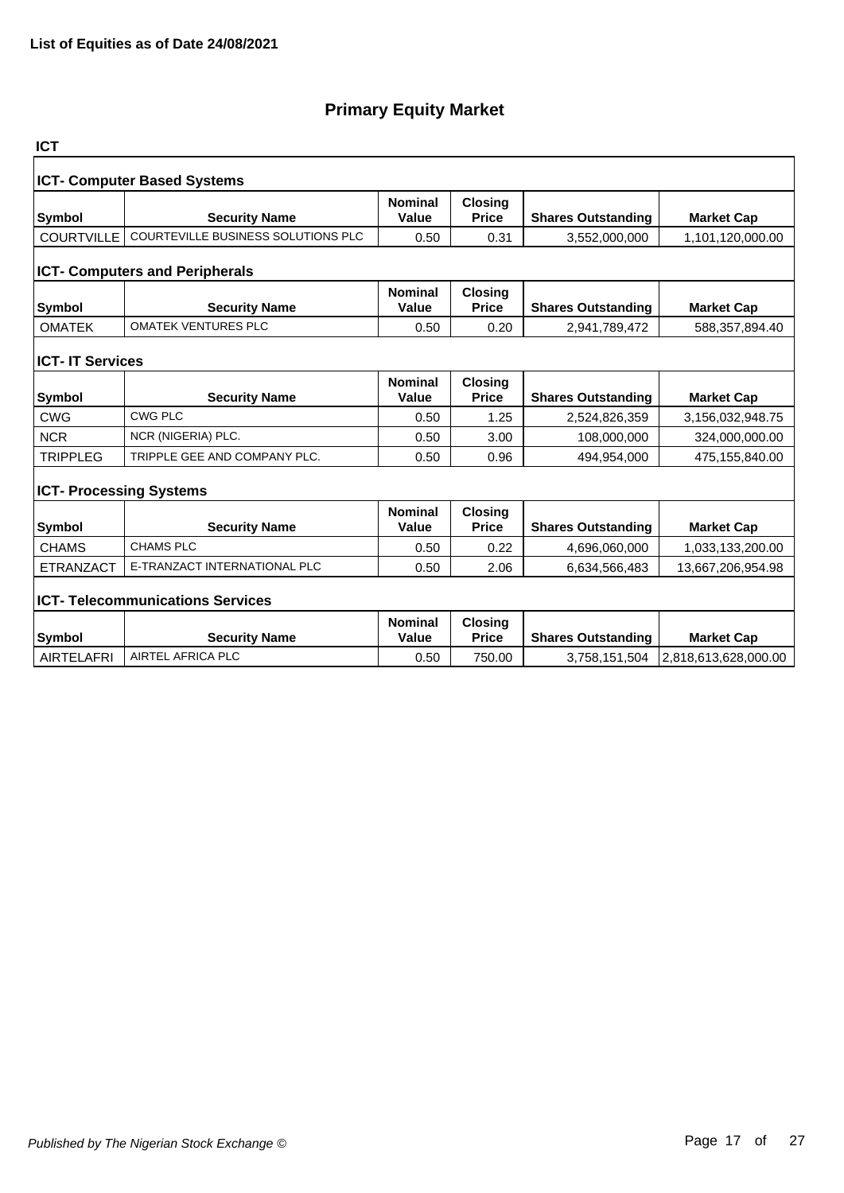**List of Equities as of Date 24/08/2021**

# Primary Equity Market

## ICT

### ICT- Computer Based Systems

| Symbol | Security Name | Nominal Value | Closing Price | Shares Outstanding | Market Cap |
|---|---|---|---|---|---|
| COURTVILLE | COURTEVILLE BUSINESS SOLUTIONS PLC | 0.50 | 0.31 | 3,552,000,000 | 1,101,120,000.00 |

### ICT- Computers and Peripherals

| Symbol | Security Name | Nominal Value | Closing Price | Shares Outstanding | Market Cap |
|---|---|---|---|---|---|
| OMATEK | OMATEK VENTURES PLC | 0.50 | 0.20 | 2,941,789,472 | 588,357,894.40 |

### ICT- IT Services

| Symbol | Security Name | Nominal Value | Closing Price | Shares Outstanding | Market Cap |
|---|---|---|---|---|---|
| CWG | CWG PLC | 0.50 | 1.25 | 2,524,826,359 | 3,156,032,948.75 |
| NCR | NCR (NIGERIA) PLC. | 0.50 | 3.00 | 108,000,000 | 324,000,000.00 |
| TRIPPLEG | TRIPPLE GEE AND COMPANY PLC. | 0.50 | 0.96 | 494,954,000 | 475,155,840.00 |

### ICT- Processing Systems

| Symbol | Security Name | Nominal Value | Closing Price | Shares Outstanding | Market Cap |
|---|---|---|---|---|---|
| CHAMS | CHAMS PLC | 0.50 | 0.22 | 4,696,060,000 | 1,033,133,200.00 |
| ETRANZACT | E-TRANZACT INTERNATIONAL PLC | 0.50 | 2.06 | 6,634,566,483 | 13,667,206,954.98 |

### ICT- Telecommunications Services

| Symbol | Security Name | Nominal Value | Closing Price | Shares Outstanding | Market Cap |
|---|---|---|---|---|---|
| AIRTELAFRI | AIRTEL AFRICA PLC | 0.50 | 750.00 | 3,758,151,504 | 2,818,613,628,000.00 |

*Published by The Nigerian Stock Exchange ©*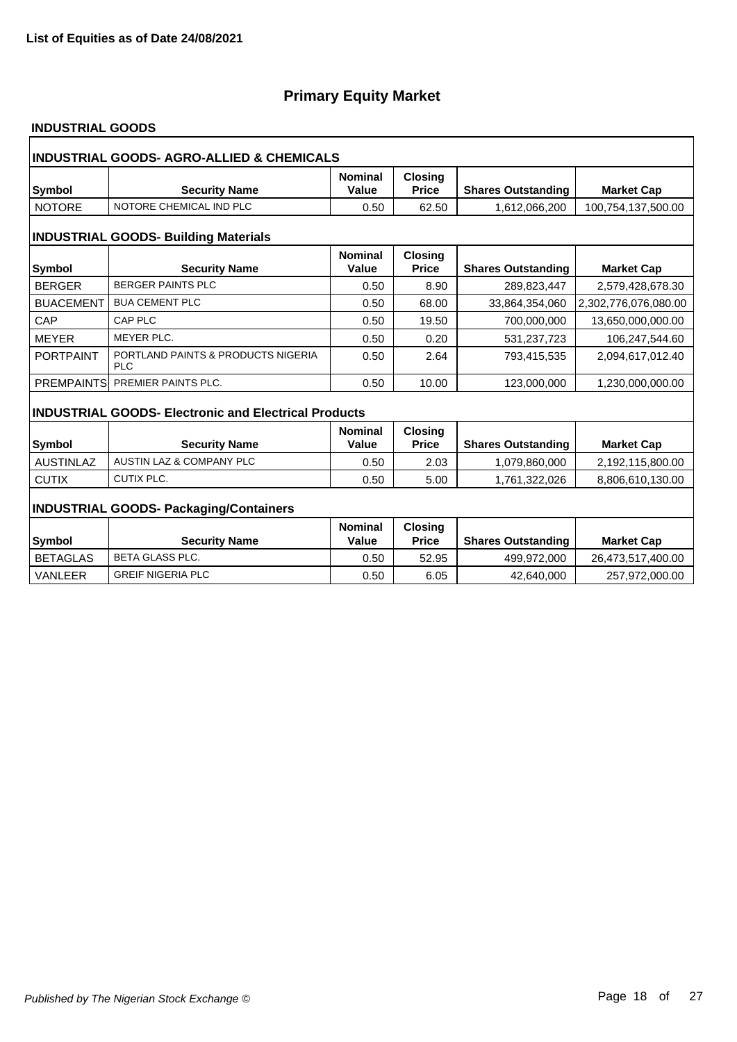**List of Equities as of Date 24/08/2021**

# Primary Equity Market

## INDUSTRIAL GOODS

### INDUSTRIAL GOODS- AGRO-ALLIED & CHEMICALS

| Symbol | Security Name | Nominal Value | Closing Price | Shares Outstanding | Market Cap |
|---|---|---|---|---|---|
| NOTORE | NOTORE CHEMICAL IND PLC | 0.50 | 62.50 | 1,612,066,200 | 100,754,137,500.00 |

### INDUSTRIAL GOODS- Building Materials

| Symbol | Security Name | Nominal Value | Closing Price | Shares Outstanding | Market Cap |
|---|---|---|---|---|---|
| BERGER | BERGER PAINTS PLC | 0.50 | 8.90 | 289,823,447 | 2,579,428,678.30 |
| BUACEMENT | BUA CEMENT PLC | 0.50 | 68.00 | 33,864,354,060 | 2,302,776,076,080.00 |
| CAP | CAP PLC | 0.50 | 19.50 | 700,000,000 | 13,650,000,000.00 |
| MEYER | MEYER PLC. | 0.50 | 0.20 | 531,237,723 | 106,247,544.60 |
| PORTPAINT | PORTLAND PAINTS & PRODUCTS NIGERIA PLC | 0.50 | 2.64 | 793,415,535 | 2,094,617,012.40 |
| PREMPAINTS | PREMIER PAINTS PLC. | 0.50 | 10.00 | 123,000,000 | 1,230,000,000.00 |

### INDUSTRIAL GOODS- Electronic and Electrical Products

| Symbol | Security Name | Nominal Value | Closing Price | Shares Outstanding | Market Cap |
|---|---|---|---|---|---|
| AUSTINLAZ | AUSTIN LAZ & COMPANY PLC | 0.50 | 2.03 | 1,079,860,000 | 2,192,115,800.00 |
| CUTIX | CUTIX PLC. | 0.50 | 5.00 | 1,761,322,026 | 8,806,610,130.00 |

### INDUSTRIAL GOODS- Packaging/Containers

| Symbol | Security Name | Nominal Value | Closing Price | Shares Outstanding | Market Cap |
|---|---|---|---|---|---|
| BETAGLAS | BETA GLASS PLC. | 0.50 | 52.95 | 499,972,000 | 26,473,517,400.00 |
| VANLEER | GREIF NIGERIA PLC | 0.50 | 6.05 | 42,640,000 | 257,972,000.00 |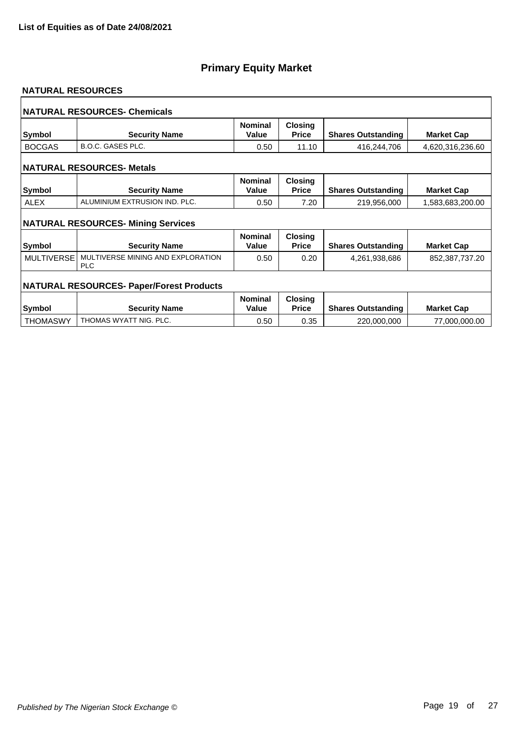**List of Equities as of Date 24/08/2021**

# Primary Equity Market

## NATURAL RESOURCES

### NATURAL RESOURCES- Chemicals

| Symbol | Security Name | Nominal Value | Closing Price | Shares Outstanding | Market Cap |
|---|---|---|---|---|---|
| BOCGAS | B.O.C. GASES PLC. | 0.50 | 11.10 | 416,244,706 | 4,620,316,236.60 |

### NATURAL RESOURCES- Metals

| Symbol | Security Name | Nominal Value | Closing Price | Shares Outstanding | Market Cap |
|---|---|---|---|---|---|
| ALEX | ALUMINIUM EXTRUSION IND. PLC. | 0.50 | 7.20 | 219,956,000 | 1,583,683,200.00 |

### NATURAL RESOURCES- Mining Services

| Symbol | Security Name | Nominal Value | Closing Price | Shares Outstanding | Market Cap |
|---|---|---|---|---|---|
| MULTIVERSE | MULTIVERSE MINING AND EXPLORATION PLC | 0.50 | 0.20 | 4,261,938,686 | 852,387,737.20 |

### NATURAL RESOURCES- Paper/Forest Products

| Symbol | Security Name | Nominal Value | Closing Price | Shares Outstanding | Market Cap |
|---|---|---|---|---|---|
| THOMASWY | THOMAS WYATT NIG. PLC. | 0.50 | 0.35 | 220,000,000 | 77,000,000.00 |

*Published by The Nigerian Stock Exchange ©*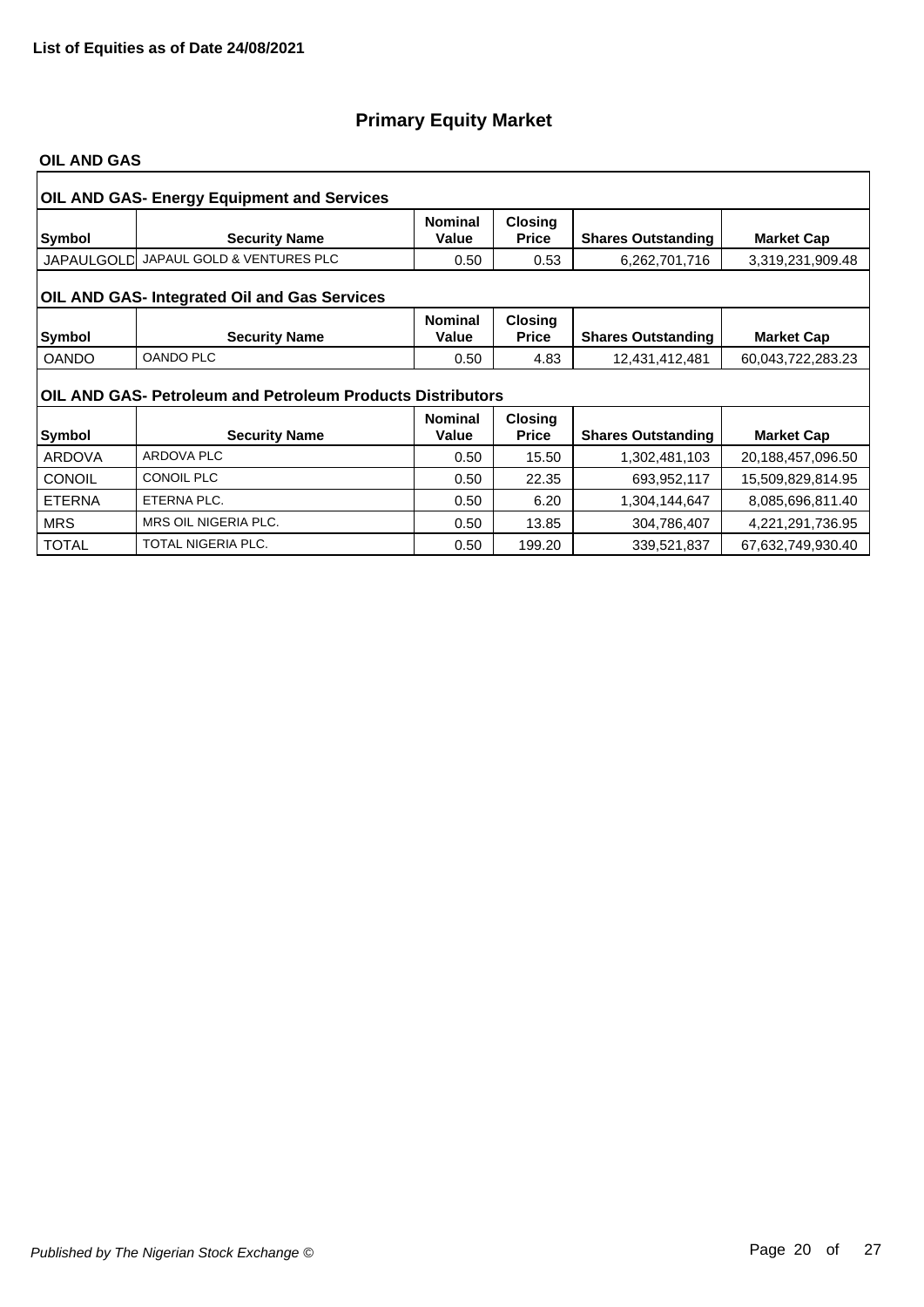**List of Equities as of Date 24/08/2021**

# Primary Equity Market

## OIL AND GAS

### OIL AND GAS- Energy Equipment and Services

| Symbol | Security Name | Nominal Value | Closing Price | Shares Outstanding | Market Cap |
|---|---|---|---|---|---|
| JAPAULGOLD | JAPAUL GOLD & VENTURES PLC | 0.50 | 0.53 | 6,262,701,716 | 3,319,231,909.48 |

### OIL AND GAS- Integrated Oil and Gas Services

| Symbol | Security Name | Nominal Value | Closing Price | Shares Outstanding | Market Cap |
|---|---|---|---|---|---|
| OANDO | OANDO PLC | 0.50 | 4.83 | 12,431,412,481 | 60,043,722,283.23 |

### OIL AND GAS- Petroleum and Petroleum Products Distributors

| Symbol | Security Name | Nominal Value | Closing Price | Shares Outstanding | Market Cap |
|---|---|---|---|---|---|
| ARDOVA | ARDOVA PLC | 0.50 | 15.50 | 1,302,481,103 | 20,188,457,096.50 |
| CONOIL | CONOIL PLC | 0.50 | 22.35 | 693,952,117 | 15,509,829,814.95 |
| ETERNA | ETERNA PLC. | 0.50 | 6.20 | 1,304,144,647 | 8,085,696,811.40 |
| MRS | MRS OIL NIGERIA PLC. | 0.50 | 13.85 | 304,786,407 | 4,221,291,736.95 |
| TOTAL | TOTAL NIGERIA PLC. | 0.50 | 199.20 | 339,521,837 | 67,632,749,930.40 |

*Published by The Nigerian Stock Exchange ©*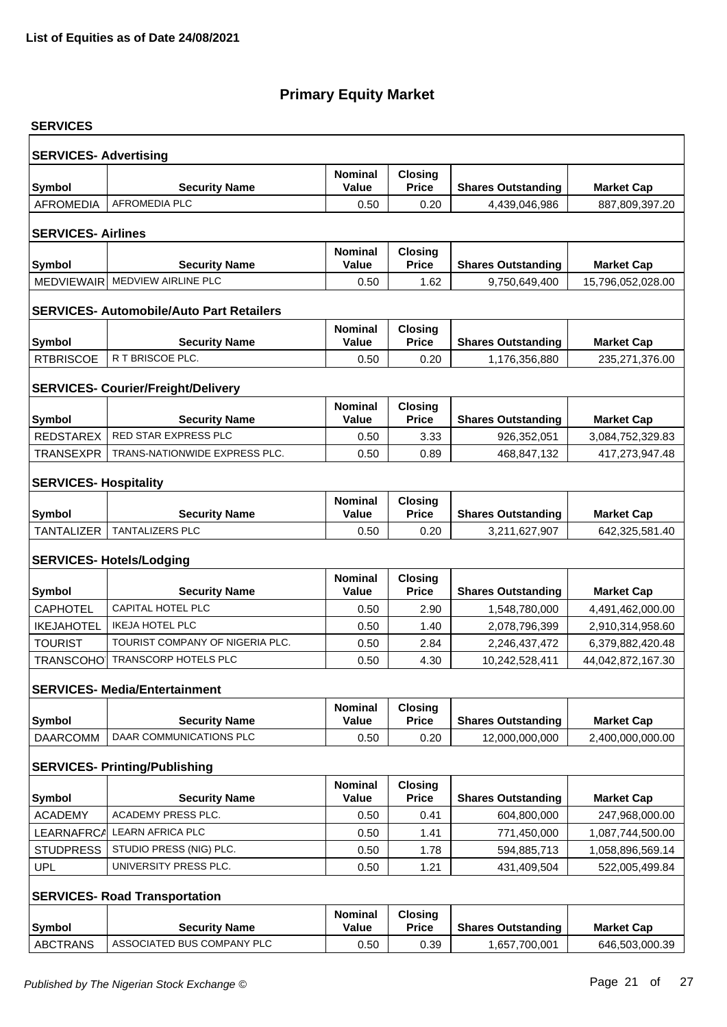**List of Equities as of Date 24/08/2021**

# Primary Equity Market

## SERVICES

### SERVICES- Advertising

| Symbol | Security Name | Nominal Value | Closing Price | Shares Outstanding | Market Cap |
|---|---|---|---|---|---|
| AFROMEDIA | AFROMEDIA PLC | 0.50 | 0.20 | 4,439,046,986 | 887,809,397.20 |

### SERVICES- Airlines

| Symbol | Security Name | Nominal Value | Closing Price | Shares Outstanding | Market Cap |
|---|---|---|---|---|---|
| MEDVIEWAIR | MEDVIEW AIRLINE PLC | 0.50 | 1.62 | 9,750,649,400 | 15,796,052,028.00 |

### SERVICES- Automobile/Auto Part Retailers

| Symbol | Security Name | Nominal Value | Closing Price | Shares Outstanding | Market Cap |
|---|---|---|---|---|---|
| RTBRISCOE | R T BRISCOE PLC. | 0.50 | 0.20 | 1,176,356,880 | 235,271,376.00 |

### SERVICES- Courier/Freight/Delivery

| Symbol | Security Name | Nominal Value | Closing Price | Shares Outstanding | Market Cap |
|---|---|---|---|---|---|
| REDSTAREX | RED STAR EXPRESS PLC | 0.50 | 3.33 | 926,352,051 | 3,084,752,329.83 |
| TRANSEXPR | TRANS-NATIONWIDE EXPRESS PLC. | 0.50 | 0.89 | 468,847,132 | 417,273,947.48 |

### SERVICES- Hospitality

| Symbol | Security Name | Nominal Value | Closing Price | Shares Outstanding | Market Cap |
|---|---|---|---|---|---|
| TANTALIZER | TANTALIZERS PLC | 0.50 | 0.20 | 3,211,627,907 | 642,325,581.40 |

### SERVICES- Hotels/Lodging

| Symbol | Security Name | Nominal Value | Closing Price | Shares Outstanding | Market Cap |
|---|---|---|---|---|---|
| CAPHOTEL | CAPITAL HOTEL PLC | 0.50 | 2.90 | 1,548,780,000 | 4,491,462,000.00 |
| IKEJAHOTEL | IKEJA HOTEL PLC | 0.50 | 1.40 | 2,078,796,399 | 2,910,314,958.60 |
| TOURIST | TOURIST COMPANY OF NIGERIA PLC. | 0.50 | 2.84 | 2,246,437,472 | 6,379,882,420.48 |
| TRANSCOHOT | TRANSCORP HOTELS PLC | 0.50 | 4.30 | 10,242,528,411 | 44,042,872,167.30 |

### SERVICES- Media/Entertainment

| Symbol | Security Name | Nominal Value | Closing Price | Shares Outstanding | Market Cap |
|---|---|---|---|---|---|
| DAARCOMM | DAAR COMMUNICATIONS PLC | 0.50 | 0.20 | 12,000,000,000 | 2,400,000,000.00 |

### SERVICES- Printing/Publishing

| Symbol | Security Name | Nominal Value | Closing Price | Shares Outstanding | Market Cap |
|---|---|---|---|---|---|
| ACADEMY | ACADEMY PRESS PLC. | 0.50 | 0.41 | 604,800,000 | 247,968,000.00 |
| LEARNAFRCA | LEARN AFRICA PLC | 0.50 | 1.41 | 771,450,000 | 1,087,744,500.00 |
| STUDPRESS | STUDIO PRESS (NIG) PLC. | 0.50 | 1.78 | 594,885,713 | 1,058,896,569.14 |
| UPL | UNIVERSITY PRESS PLC. | 0.50 | 1.21 | 431,409,504 | 522,005,499.84 |

### SERVICES- Road Transportation

| Symbol | Security Name | Nominal Value | Closing Price | Shares Outstanding | Market Cap |
|---|---|---|---|---|---|
| ABCTRANS | ASSOCIATED BUS COMPANY PLC | 0.50 | 0.39 | 1,657,700,001 | 646,503,000.39 |

*Published by The Nigerian Stock Exchange ©*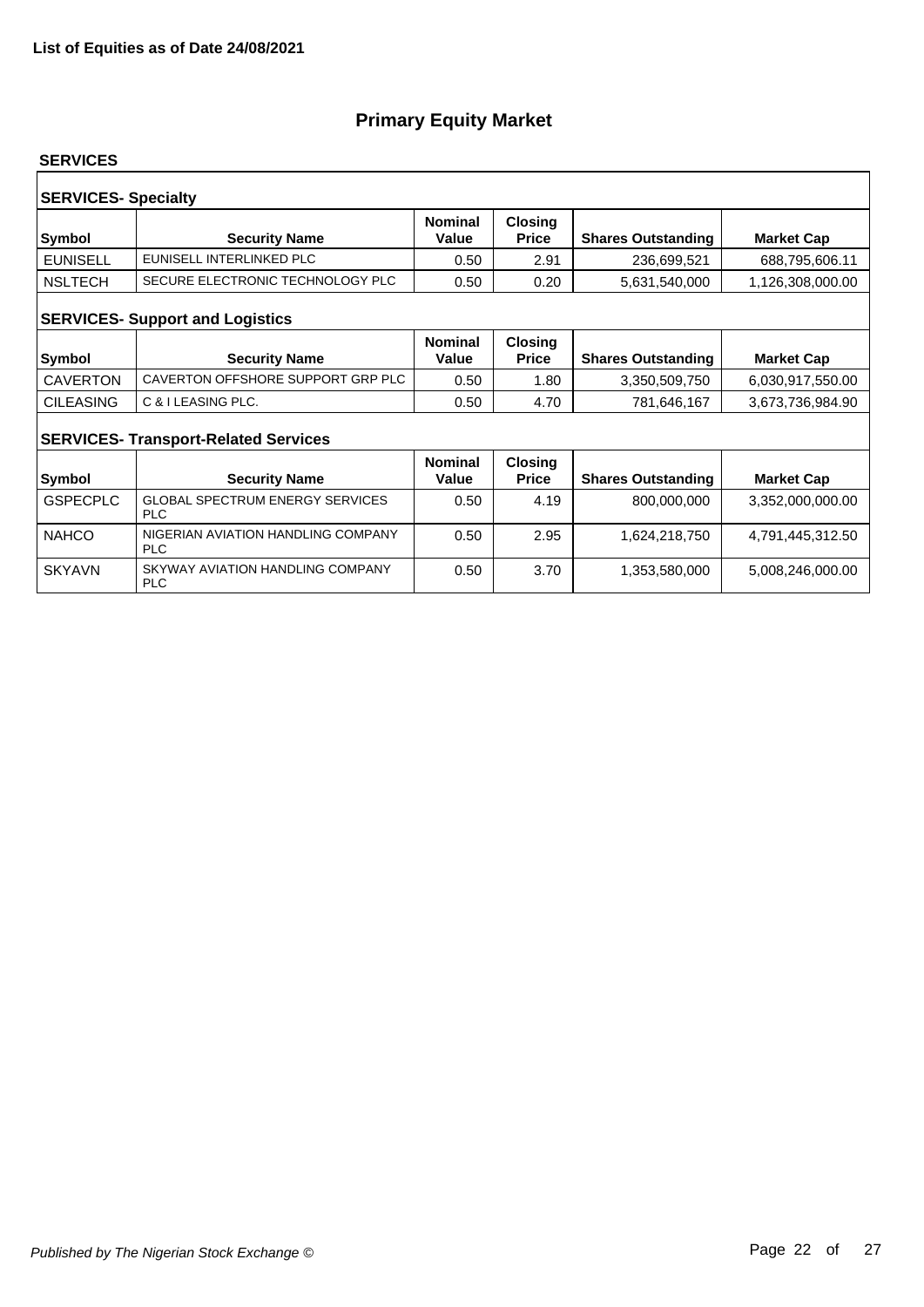**List of Equities as of Date 24/08/2021**

# Primary Equity Market

## SERVICES

### SERVICES- Specialty

| Symbol | Security Name | Nominal Value | Closing Price | Shares Outstanding | Market Cap |
|---|---|---|---|---|---|
| EUNISELL | EUNISELL INTERLINKED PLC | 0.50 | 2.91 | 236,699,521 | 688,795,606.11 |
| NSLTECH | SECURE ELECTRONIC TECHNOLOGY PLC | 0.50 | 0.20 | 5,631,540,000 | 1,126,308,000.00 |

### SERVICES- Support and Logistics

| Symbol | Security Name | Nominal Value | Closing Price | Shares Outstanding | Market Cap |
|---|---|---|---|---|---|
| CAVERTON | CAVERTON OFFSHORE SUPPORT GRP PLC | 0.50 | 1.80 | 3,350,509,750 | 6,030,917,550.00 |
| CILEASING | C & I LEASING PLC. | 0.50 | 4.70 | 781,646,167 | 3,673,736,984.90 |

### SERVICES- Transport-Related Services

| Symbol | Security Name | Nominal Value | Closing Price | Shares Outstanding | Market Cap |
|---|---|---|---|---|---|
| GSPECPLC | GLOBAL SPECTRUM ENERGY SERVICES PLC | 0.50 | 4.19 | 800,000,000 | 3,352,000,000.00 |
| NAHCO | NIGERIAN AVIATION HANDLING COMPANY PLC | 0.50 | 2.95 | 1,624,218,750 | 4,791,445,312.50 |
| SKYAVN | SKYWAY AVIATION HANDLING COMPANY PLC | 0.50 | 3.70 | 1,353,580,000 | 5,008,246,000.00 |

*Published by The Nigerian Stock Exchange ©*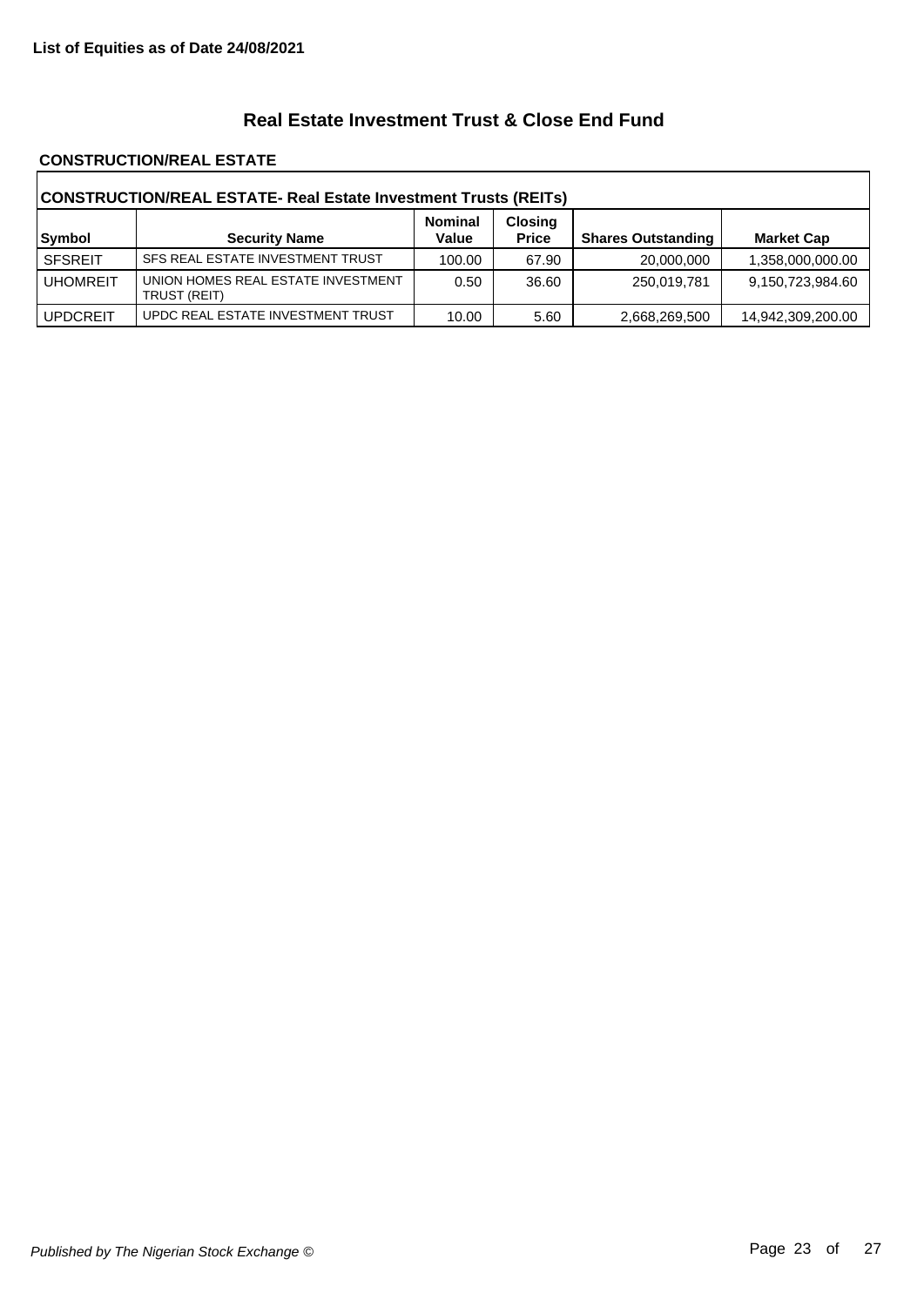**List of Equities as of Date 24/08/2021**

## Real Estate Investment Trust & Close End Fund

### CONSTRUCTION/REAL ESTATE

**CONSTRUCTION/REAL ESTATE- Real Estate Investment Trusts (REITs)**

| Symbol | Security Name | Nominal Value | Closing Price | Shares Outstanding | Market Cap |
|---|---|---|---|---|---|
| SFSREIT | SFS REAL ESTATE INVESTMENT TRUST | 100.00 | 67.90 | 20,000,000 | 1,358,000,000.00 |
| UHOMREIT | UNION HOMES REAL ESTATE INVESTMENT TRUST (REIT) | 0.50 | 36.60 | 250,019,781 | 9,150,723,984.60 |
| UPDCREIT | UPDC REAL ESTATE INVESTMENT TRUST | 10.00 | 5.60 | 2,668,269,500 | 14,942,309,200.00 |

*Published by The Nigerian Stock Exchange ©*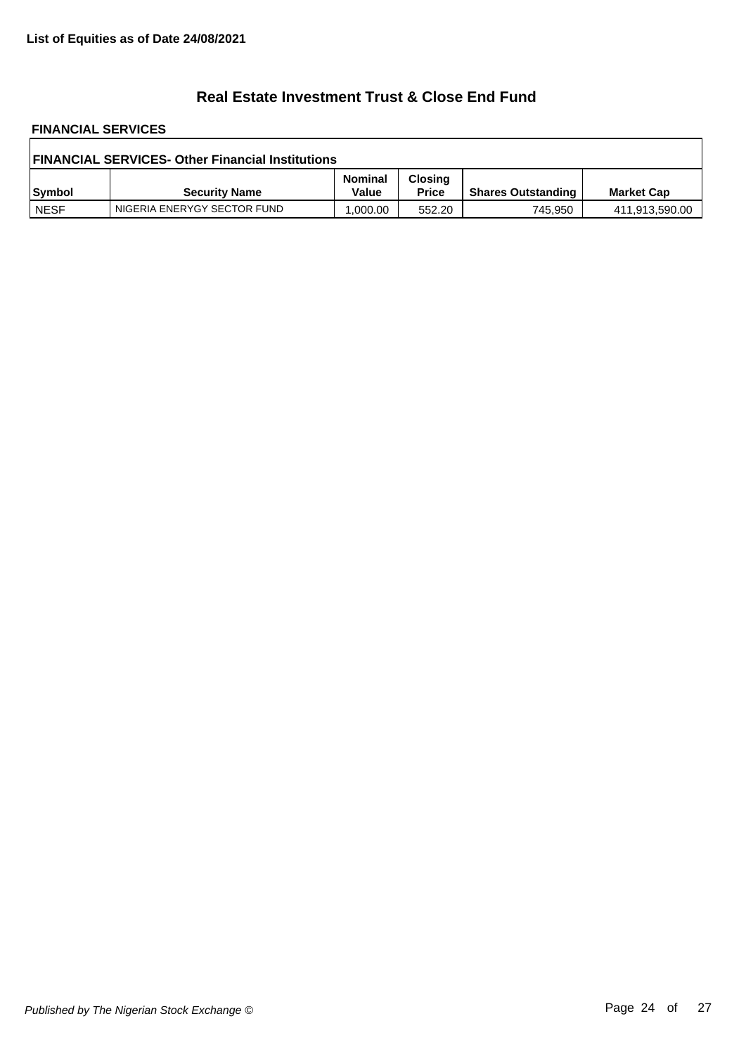**List of Equities as of Date 24/08/2021**

# Real Estate Investment Trust & Close End Fund

## FINANCIAL SERVICES

| FINANCIAL SERVICES- Other Financial Institutions | | | | | |
|---|---|---|---|---|---|
| Symbol | Security Name | Nominal Value | Closing Price | Shares Outstanding | Market Cap |
| NESF | NIGERIA ENERYGY SECTOR FUND | 1,000.00 | 552.20 | 745,950 | 411,913,590.00 |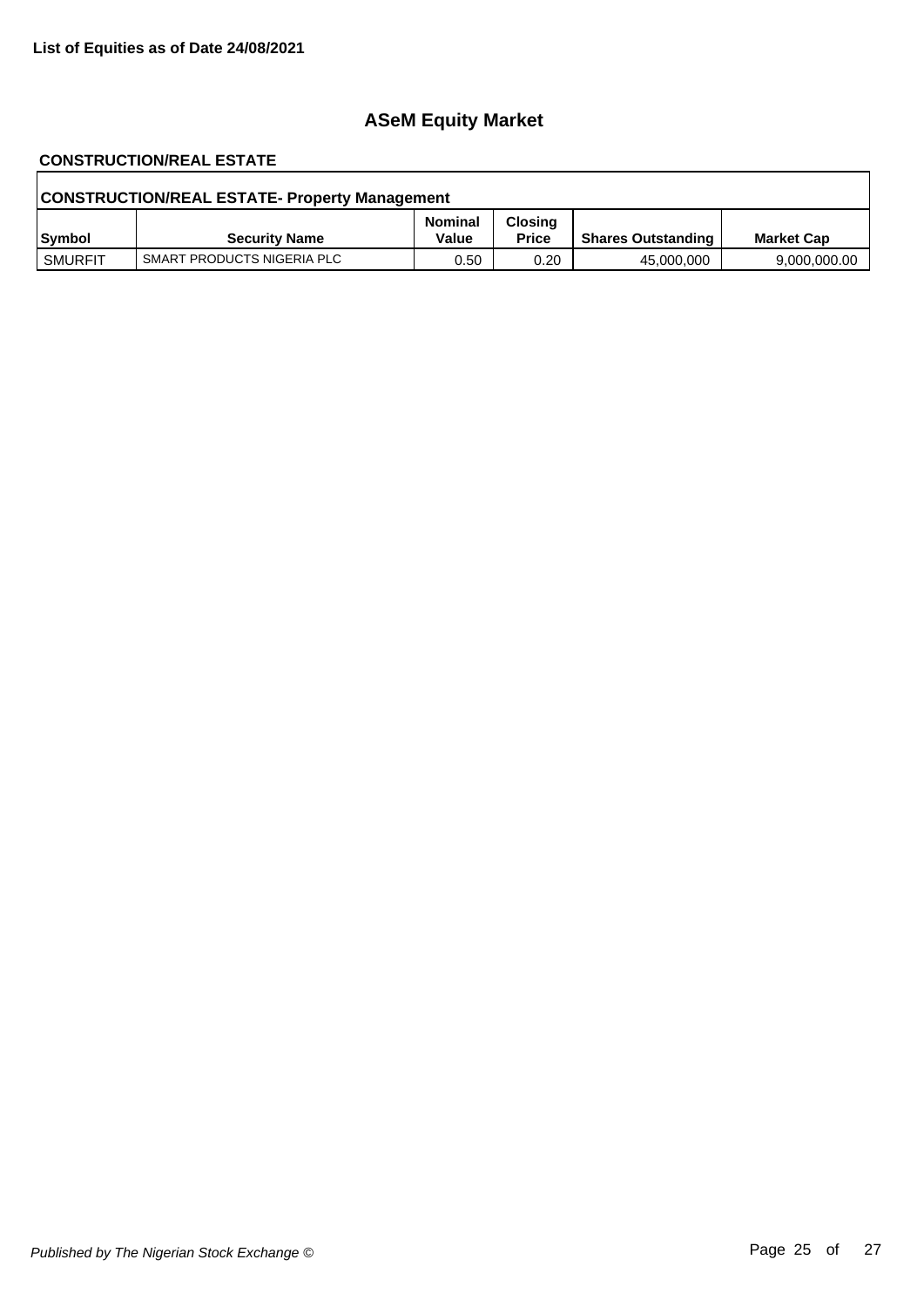**List of Equities as of Date 24/08/2021**

# ASeM Equity Market

## CONSTRUCTION/REAL ESTATE

| **CONSTRUCTION/REAL ESTATE- Property Management** | | | | | |
|---|---|---|---|---|---|
| **Symbol** | **Security Name** | **Nominal Value** | **Closing Price** | **Shares Outstanding** | **Market Cap** |
| SMURFIT | SMART PRODUCTS NIGERIA PLC | 0.50 | 0.20 | 45,000,000 | 9,000,000.00 |

*Published by The Nigerian Stock Exchange ©*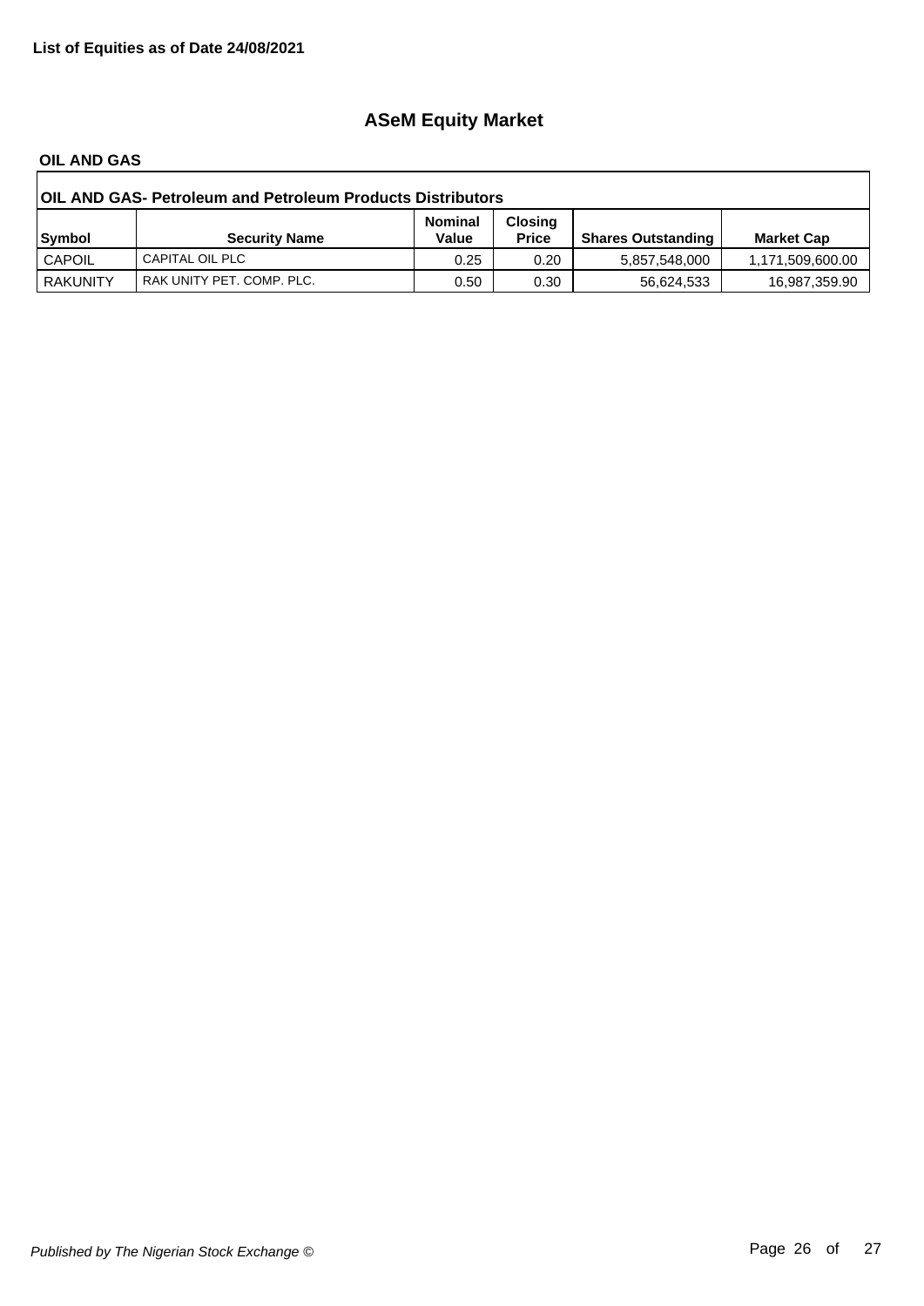**List of Equities as of Date 24/08/2021**

## ASeM Equity Market

### OIL AND GAS

| OIL AND GAS- Petroleum and Petroleum Products Distributors | | | | | |
|---|---|---|---|---|---|
| **Symbol** | **Security Name** | **Nominal Value** | **Closing Price** | **Shares Outstanding** | **Market Cap** |
| CAPOIL | CAPITAL OIL PLC | 0.25 | 0.20 | 5,857,548,000 | 1,171,509,600.00 |
| RAKUNITY | RAK UNITY PET. COMP. PLC. | 0.50 | 0.30 | 56,624,533 | 16,987,359.90 |

*Published by The Nigerian Stock Exchange ©*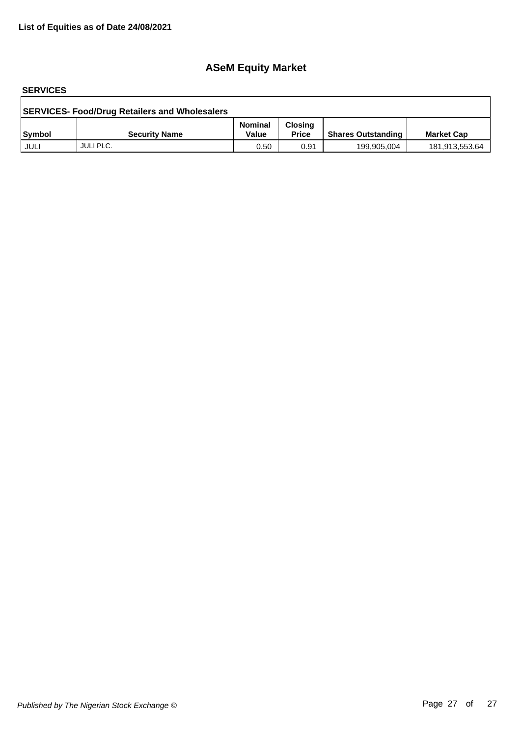List of Equities as of Date 24/08/2021

# ASeM Equity Market

**SERVICES**

**SERVICES- Food/Drug Retailers and Wholesalers**

| Symbol | Security Name | Nominal Value | Closing Price | Shares Outstanding | Market Cap |
|---|---|---|---|---|---|
| JULI | JULI PLC. | 0.50 | 0.91 | 199,905,004 | 181,913,553.64 |

*Published by The Nigerian Stock Exchange ©*